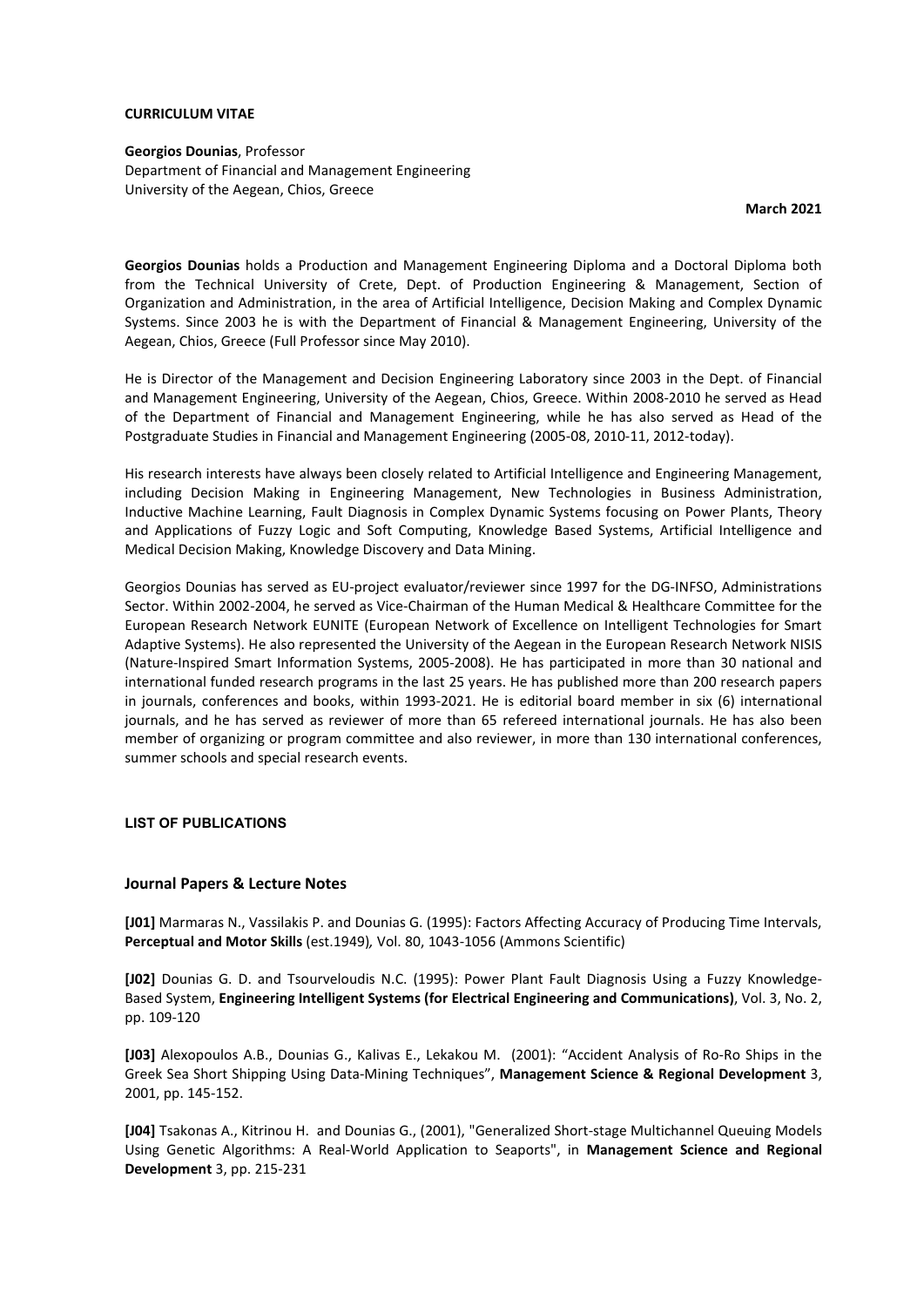**CURRICULUM VITAE**

**Georgios Dounias**, Professor
Department of Financial and Management Engineering
University of the Aegean, Chios, Greece

**March 2021**

**Georgios Dounias** holds a Production and Management Engineering Diploma and a Doctoral Diploma both from the Technical University of Crete, Dept. of Production Engineering & Management, Section of Organization and Administration, in the area of Artificial Intelligence, Decision Making and Complex Dynamic Systems. Since 2003 he is with the Department of Financial & Management Engineering, University of the Aegean, Chios, Greece (Full Professor since May 2010).

He is Director of the Management and Decision Engineering Laboratory since 2003 in the Dept. of Financial and Management Engineering, University of the Aegean, Chios, Greece. Within 2008-2010 he served as Head of the Department of Financial and Management Engineering, while he has also served as Head of the Postgraduate Studies in Financial and Management Engineering (2005-08, 2010-11, 2012-today).

His research interests have always been closely related to Artificial Intelligence and Engineering Management, including Decision Making in Engineering Management, New Technologies in Business Administration, Inductive Machine Learning, Fault Diagnosis in Complex Dynamic Systems focusing on Power Plants, Theory and Applications of Fuzzy Logic and Soft Computing, Knowledge Based Systems, Artificial Intelligence and Medical Decision Making, Knowledge Discovery and Data Mining.

Georgios Dounias has served as EU-project evaluator/reviewer since 1997 for the DG-INFSO, Administrations Sector. Within 2002-2004, he served as Vice-Chairman of the Human Medical & Healthcare Committee for the European Research Network EUNITE (European Network of Excellence on Intelligent Technologies for Smart Adaptive Systems). He also represented the University of the Aegean in the European Research Network NISIS (Nature-Inspired Smart Information Systems, 2005-2008). He has participated in more than 30 national and international funded research programs in the last 25 years. He has published more than 200 research papers in journals, conferences and books, within 1993-2021. He is editorial board member in six (6) international journals, and he has served as reviewer of more than 65 refereed international journals. He has also been member of organizing or program committee and also reviewer, in more than 130 international conferences, summer schools and special research events.

## LIST OF PUBLICATIONS

### Journal Papers & Lecture Notes

**[J01]** Marmaras N., Vassilakis P. and Dounias G. (1995): Factors Affecting Accuracy of Producing Time Intervals, **Perceptual and Motor Skills** (est.1949)*,* Vol. 80, 1043-1056 (Ammons Scientific)

**[J02]** Dounias G. D. and Tsourveloudis N.C. (1995): Power Plant Fault Diagnosis Using a Fuzzy Knowledge-Based System, **Engineering Intelligent Systems (for Electrical Engineering and Communications)**, Vol. 3, No. 2, pp. 109-120

**[J03]** Alexopoulos A.B., Dounias G., Kalivas E., Lekakou M. (2001): "Accident Analysis of Ro-Ro Ships in the Greek Sea Short Shipping Using Data-Mining Techniques", **Management Science & Regional Development** 3, 2001, pp. 145-152.

**[J04]** Tsakonas A., Kitrinou H. and Dounias G., (2001), "Generalized Short-stage Multichannel Queuing Models Using Genetic Algorithms: A Real-World Application to Seaports", in **Management Science and Regional Development** 3, pp. 215-231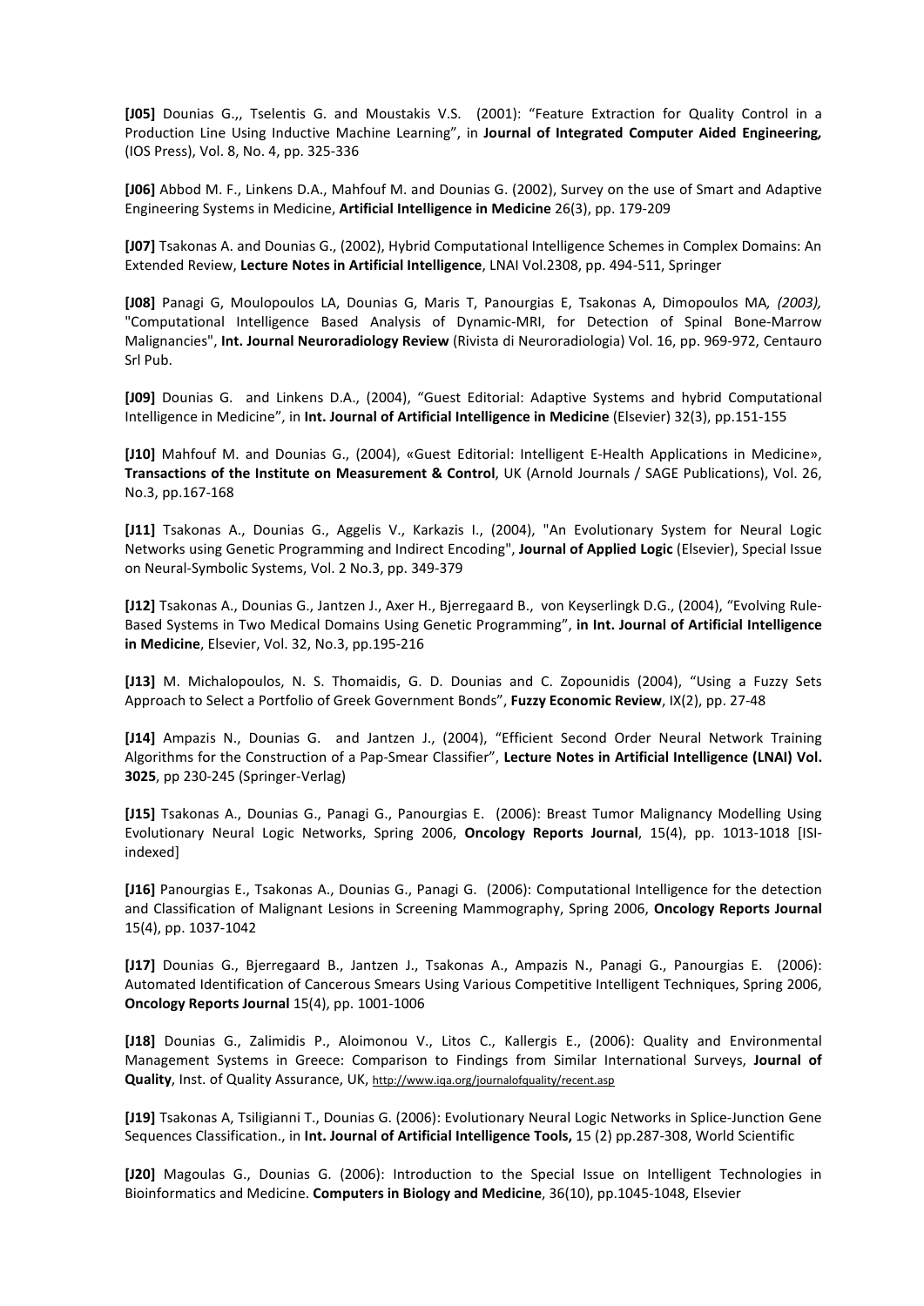**[J05]** Dounias G.,, Tselentis G. and Moustakis V.S. (2001): "Feature Extraction for Quality Control in a Production Line Using Inductive Machine Learning", in **Journal of Integrated Computer Aided Engineering,** (IOS Press), Vol. 8, No. 4, pp. 325-336

**[J06]** Abbod M. F., Linkens D.A., Mahfouf M. and Dounias G. (2002), Survey on the use of Smart and Adaptive Engineering Systems in Medicine, **Artificial Intelligence in Medicine** 26(3), pp. 179-209

**[J07]** Tsakonas A. and Dounias G., (2002), Hybrid Computational Intelligence Schemes in Complex Domains: An Extended Review, **Lecture Notes in Artificial Intelligence**, LNAI Vol.2308, pp. 494-511, Springer

**[J08]** Panagi G, Moulopoulos LA, Dounias G, Maris T, Panourgias E, Tsakonas A, Dimopoulos MA*, (2003),* "Computational Intelligence Based Analysis of Dynamic-MRI, for Detection of Spinal Bone-Marrow Malignancies", **Int. Journal Neuroradiology Review** (Rivista di Neuroradiologia) Vol. 16, pp. 969-972, Centauro Srl Pub.

**[J09]** Dounias G. and Linkens D.A., (2004), "Guest Editorial: Adaptive Systems and hybrid Computational Intelligence in Medicine", in **Int. Journal of Artificial Intelligence in Medicine** (Elsevier) 32(3), pp.151-155

**[J10]** Mahfouf M. and Dounias G., (2004), «Guest Editorial: Intelligent E-Health Applications in Medicine», **Transactions of the Institute on Measurement & Control**, UK (Arnold Journals / SAGE Publications), Vol. 26, No.3, pp.167-168

**[J11]** Tsakonas A., Dounias G., Aggelis V., Karkazis I., (2004), "An Evolutionary System for Neural Logic Networks using Genetic Programming and Indirect Encoding", **Journal of Applied Logic** (Elsevier), Special Issue on Neural-Symbolic Systems, Vol. 2 No.3, pp. 349-379

**[J12]** Tsakonas A., Dounias G., Jantzen J., Axer H., Bjerregaard B., von Keyserlingk D.G., (2004), "Evolving Rule-Based Systems in Two Medical Domains Using Genetic Programming", **in Int. Journal of Artificial Intelligence in Medicine**, Elsevier, Vol. 32, No.3, pp.195-216

**[J13]** M. Michalopoulos, N. S. Thomaidis, G. D. Dounias and C. Zopounidis (2004), "Using a Fuzzy Sets Approach to Select a Portfolio of Greek Government Bonds", **Fuzzy Economic Review**, IX(2), pp. 27-48

**[J14]** Ampazis N., Dounias G. and Jantzen J., (2004), "Efficient Second Order Neural Network Training Algorithms for the Construction of a Pap-Smear Classifier", **Lecture Notes in Artificial Intelligence (LNAI) Vol. 3025**, pp 230-245 (Springer-Verlag)

**[J15]** Tsakonas A., Dounias G., Panagi G., Panourgias E. (2006): Breast Tumor Malignancy Modelling Using Evolutionary Neural Logic Networks, Spring 2006, **Oncology Reports Journal**, 15(4), pp. 1013-1018 [ISI-indexed]

**[J16]** Panourgias E., Tsakonas A., Dounias G., Panagi G. (2006): Computational Intelligence for the detection and Classification of Malignant Lesions in Screening Mammography, Spring 2006, **Oncology Reports Journal** 15(4), pp. 1037-1042

**[J17]** Dounias G., Bjerregaard B., Jantzen J., Tsakonas A., Ampazis N., Panagi G., Panourgias E. (2006): Automated Identification of Cancerous Smears Using Various Competitive Intelligent Techniques, Spring 2006, **Oncology Reports Journal** 15(4), pp. 1001-1006

**[J18]** Dounias G., Zalimidis P., Aloimonou V., Litos C., Kallergis E., (2006): Quality and Environmental Management Systems in Greece: Comparison to Findings from Similar International Surveys, **Journal of Quality**, Inst. of Quality Assurance, UK, http://www.iqa.org/journalofquality/recent.asp

**[J19]** Tsakonas A, Tsiligianni T., Dounias G. (2006): Evolutionary Neural Logic Networks in Splice-Junction Gene Sequences Classification., in **Int. Journal of Artificial Intelligence Tools,** 15 (2) pp.287-308, World Scientific

**[J20]** Magoulas G., Dounias G. (2006): Introduction to the Special Issue on Intelligent Technologies in Bioinformatics and Medicine. **Computers in Biology and Medicine**, 36(10), pp.1045-1048, Elsevier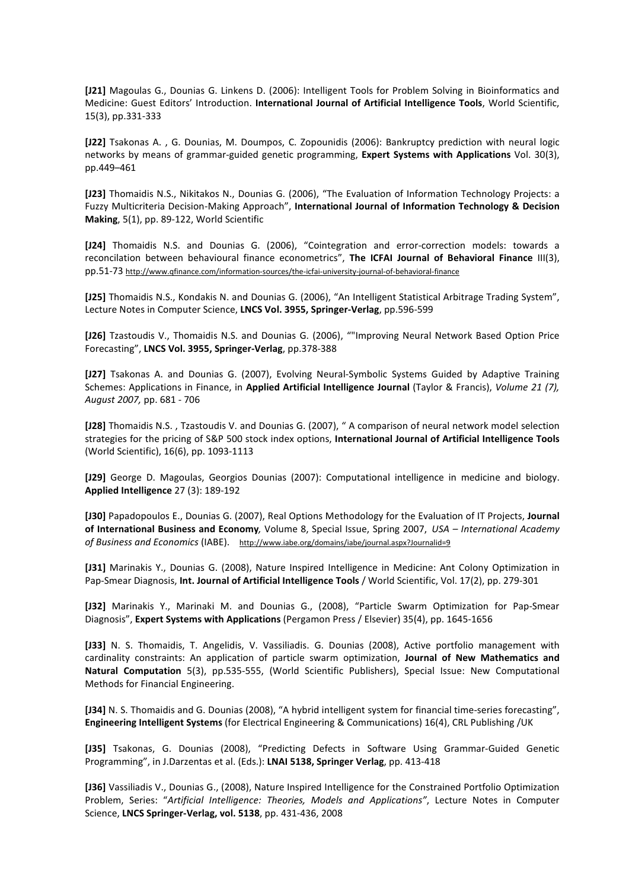**[J21]** Magoulas G., Dounias G. Linkens D. (2006): Intelligent Tools for Problem Solving in Bioinformatics and Medicine: Guest Editors' Introduction. **International Journal of Artificial Intelligence Tools**, World Scientific, 15(3), pp.331-333

**[J22]** Tsakonas A. , G. Dounias, M. Doumpos, C. Zopounidis (2006): Bankruptcy prediction with neural logic networks by means of grammar-guided genetic programming, **Expert Systems with Applications** Vol. 30(3), pp.449–461

**[J23]** Thomaidis N.S., Nikitakos N., Dounias G. (2006), "The Evaluation of Information Technology Projects: a Fuzzy Multicriteria Decision-Making Approach", **International Journal of Information Technology & Decision Making**, 5(1), pp. 89-122, World Scientific

**[J24]** Thomaidis N.S. and Dounias G. (2006), "Cointegration and error-correction models: towards a reconcilation between behavioural finance econometrics", **The ICFAI Journal of Behavioral Finance** III(3), pp.51-73 http://www.qfinance.com/information-sources/the-icfai-university-journal-of-behavioral-finance

**[J25]** Thomaidis N.S., Kondakis N. and Dounias G. (2006), "An Intelligent Statistical Arbitrage Trading System", Lecture Notes in Computer Science, **LNCS Vol. 3955, Springer-Verlag**, pp.596-599

**[J26]** Tzastoudis V., Thomaidis N.S. and Dounias G. (2006), ""Improving Neural Network Based Option Price Forecasting", **LNCS Vol. 3955, Springer-Verlag**, pp.378-388

**[J27]** Tsakonas A. and Dounias G. (2007), Evolving Neural-Symbolic Systems Guided by Adaptive Training Schemes: Applications in Finance, in **Applied Artificial Intelligence Journal** (Taylor & Francis), *Volume 21 (7), August 2007,* pp. 681 - 706

**[J28]** Thomaidis N.S. , Tzastoudis V. and Dounias G. (2007), " A comparison of neural network model selection strategies for the pricing of S&P 500 stock index options, **International Journal of Artificial Intelligence Tools** (World Scientific), 16(6), pp. 1093-1113

**[J29]** George D. Magoulas, Georgios Dounias (2007): Computational intelligence in medicine and biology. **Applied Intelligence** 27 (3): 189-192

**[J30]** Papadopoulos E., Dounias G. (2007), Real Options Methodology for the Evaluation of IT Projects, **Journal of International Business and Economy***,* Volume 8, Special Issue, Spring 2007, *USA – International Academy of Business and Economics* (IABE). http://www.iabe.org/domains/iabe/journal.aspx?Journalid=9

**[J31]** Marinakis Y., Dounias G. (2008), Nature Inspired Intelligence in Medicine: Ant Colony Optimization in Pap-Smear Diagnosis, **Int. Journal of Artificial Intelligence Tools** / World Scientific, Vol. 17(2), pp. 279-301

**[J32]** Marinakis Y., Marinaki M. and Dounias G., (2008), "Particle Swarm Optimization for Pap-Smear Diagnosis", **Expert Systems with Applications** (Pergamon Press / Elsevier) 35(4), pp. 1645-1656

**[J33]** N. S. Thomaidis, T. Angelidis, V. Vassiliadis. G. Dounias (2008), Active portfolio management with cardinality constraints: An application of particle swarm optimization, **Journal of New Mathematics and Natural Computation** 5(3), pp.535-555, (World Scientific Publishers), Special Issue: New Computational Methods for Financial Engineering.

**[J34]** N. S. Thomaidis and G. Dounias (2008), "A hybrid intelligent system for financial time-series forecasting", **Engineering Intelligent Systems** (for Electrical Engineering & Communications) 16(4), CRL Publishing /UK

**[J35]** Tsakonas, G. Dounias (2008), "Predicting Defects in Software Using Grammar-Guided Genetic Programming", in J.Darzentas et al. (Eds.): **LNAI 5138, Springer Verlag**, pp. 413-418

**[J36]** Vassiliadis V., Dounias G., (2008), Nature Inspired Intelligence for the Constrained Portfolio Optimization Problem, Series: "*Artificial Intelligence: Theories, Models and Applications"*, Lecture Notes in Computer Science, **LNCS Springer-Verlag, vol. 5138**, pp. 431-436, 2008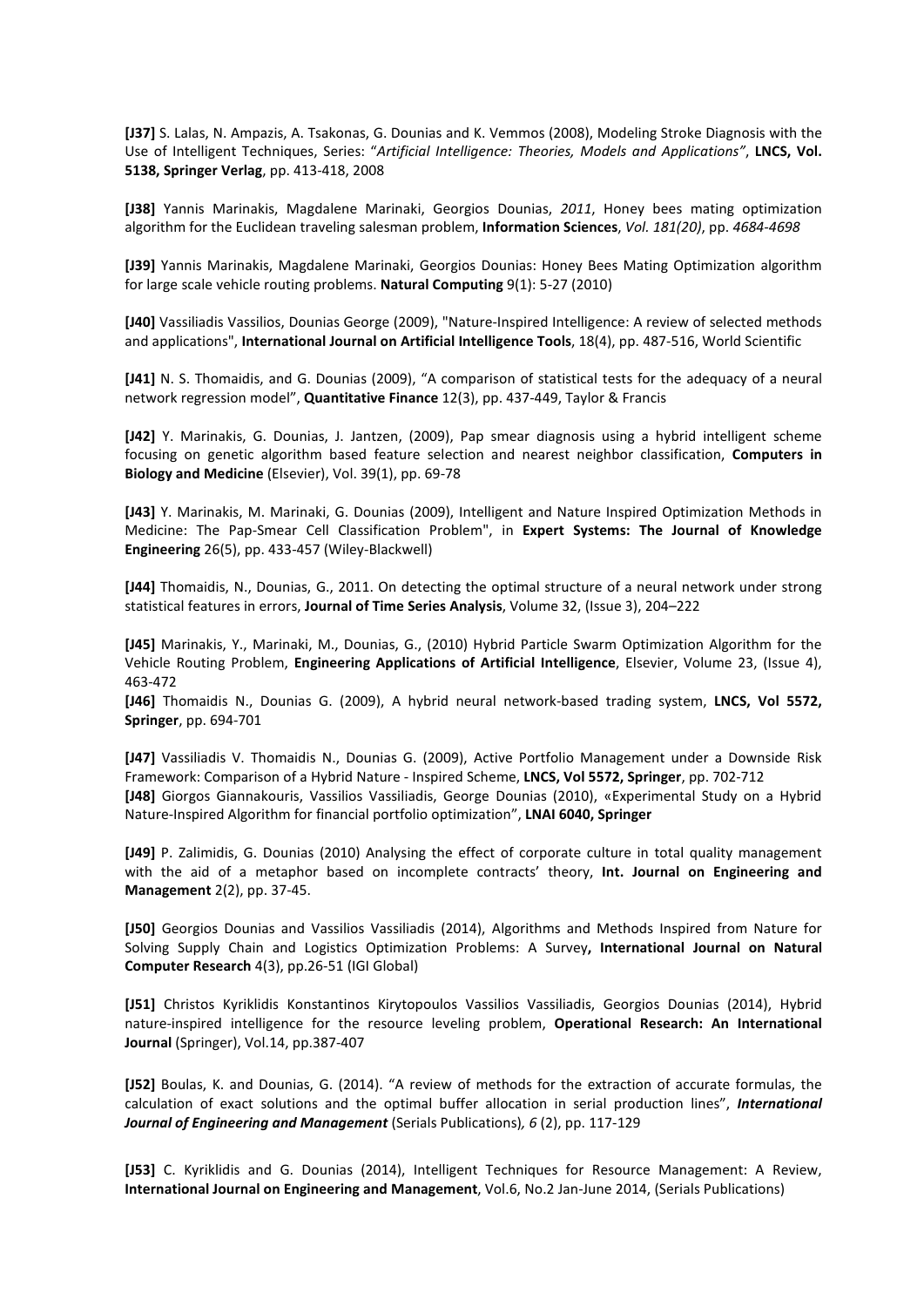**[J37]** S. Lalas, N. Ampazis, A. Tsakonas, G. Dounias and K. Vemmos (2008), Modeling Stroke Diagnosis with the Use of Intelligent Techniques, Series: "*Artificial Intelligence: Theories, Models and Applications"*, **LNCS, Vol. 5138, Springer Verlag**, pp. 413-418, 2008

**[J38]** Yannis Marinakis, Magdalene Marinaki, Georgios Dounias, *2011*, Honey bees mating optimization algorithm for the Euclidean traveling salesman problem, **Information Sciences**, *Vol. 181(20)*, pp. *4684-4698*

**[J39]** Yannis Marinakis, Magdalene Marinaki, Georgios Dounias: Honey Bees Mating Optimization algorithm for large scale vehicle routing problems. **Natural Computing** 9(1): 5-27 (2010)

**[J40]** Vassiliadis Vassilios, Dounias George (2009), "Nature-Inspired Intelligence: A review of selected methods and applications", **International Journal on Artificial Intelligence Tools**, 18(4), pp. 487-516, World Scientific

**[J41]** N. S. Thomaidis, and G. Dounias (2009), "A comparison of statistical tests for the adequacy of a neural network regression model", **Quantitative Finance** 12(3), pp. 437-449, Taylor & Francis

**[J42]** Y. Marinakis, G. Dounias, J. Jantzen, (2009), Pap smear diagnosis using a hybrid intelligent scheme focusing on genetic algorithm based feature selection and nearest neighbor classification, **Computers in Biology and Medicine** (Elsevier), Vol. 39(1), pp. 69-78

**[J43]** Y. Marinakis, M. Marinaki, G. Dounias (2009), Intelligent and Nature Inspired Optimization Methods in Medicine: The Pap-Smear Cell Classification Problem", in **Expert Systems: The Journal of Knowledge Engineering** 26(5), pp. 433-457 (Wiley-Blackwell)

**[J44]** Thomaidis, N., Dounias, G., 2011. On detecting the optimal structure of a neural network under strong statistical features in errors, **Journal of Time Series Analysis**, Volume 32, (Issue 3), 204–222

**[J45]** Marinakis, Y., Marinaki, M., Dounias, G., (2010) Hybrid Particle Swarm Optimization Algorithm for the Vehicle Routing Problem, **Engineering Applications of Artificial Intelligence**, Elsevier, Volume 23, (Issue 4), 463-472

**[J46]** Thomaidis N., Dounias G. (2009), A hybrid neural network-based trading system, **LNCS, Vol 5572, Springer**, pp. 694-701

**[J47]** Vassiliadis V. Thomaidis N., Dounias G. (2009), Active Portfolio Management under a Downside Risk Framework: Comparison of a Hybrid Nature - Inspired Scheme, **LNCS, Vol 5572, Springer**, pp. 702-712

**[J48]** Giorgos Giannakouris, Vassilios Vassiliadis, George Dounias (2010), «Experimental Study on a Hybrid Nature-Inspired Algorithm for financial portfolio optimization", **LNAI 6040, Springer**

**[J49]** P. Zalimidis, G. Dounias (2010) Analysing the effect of corporate culture in total quality management with the aid of a metaphor based on incomplete contracts' theory, **Int. Journal on Engineering and Management** 2(2), pp. 37-45.

**[J50]** Georgios Dounias and Vassilios Vassiliadis (2014), Algorithms and Methods Inspired from Nature for Solving Supply Chain and Logistics Optimization Problems: A Survey**, International Journal on Natural Computer Research** 4(3), pp.26-51 (IGI Global)

**[J51]** Christos Kyriklidis Konstantinos Kirytopoulos Vassilios Vassiliadis, Georgios Dounias (2014), Hybrid nature-inspired intelligence for the resource leveling problem, **Operational Research: An International Journal** (Springer), Vol.14, pp.387-407

**[J52]** Boulas, K. and Dounias, G. (2014). "A review of methods for the extraction of accurate formulas, the calculation of exact solutions and the optimal buffer allocation in serial production lines", ***International Journal of Engineering and Management*** (Serials Publications)*, 6* (2), pp. 117-129

**[J53]** C. Kyriklidis and G. Dounias (2014), Intelligent Techniques for Resource Management: A Review, **International Journal on Engineering and Management**, Vol.6, No.2 Jan-June 2014, (Serials Publications)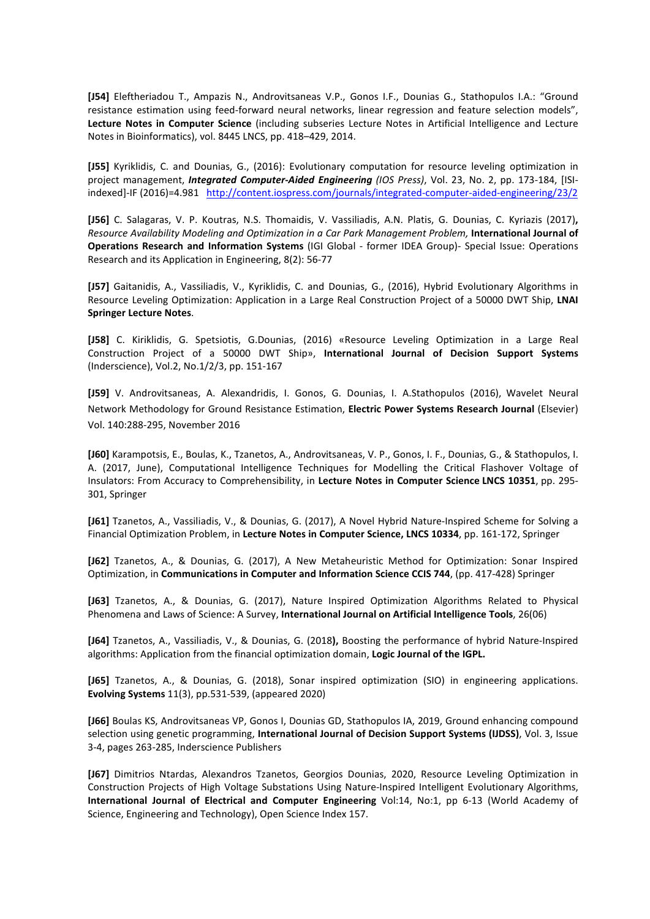**[J54]** Eleftheriadou T., Ampazis N., Androvitsaneas V.P., Gonos I.F., Dounias G., Stathopulos I.A.: "Ground resistance estimation using feed-forward neural networks, linear regression and feature selection models", **Lecture Notes in Computer Science** (including subseries Lecture Notes in Artificial Intelligence and Lecture Notes in Bioinformatics), vol. 8445 LNCS, pp. 418–429, 2014.

**[J55]** Kyriklidis, C. and Dounias, G., (2016): Evolutionary computation for resource leveling optimization in project management, ***Integrated Computer-Aided Engineering*** *(IOS Press)*, Vol. 23, No. 2, pp. 173-184, [ISI-indexed]-IF (2016)=4.981 http://content.iospress.com/journals/integrated-computer-aided-engineering/23/2

**[J56]** C. Salagaras, V. P. Koutras, N.S. Thomaidis, V. Vassiliadis, A.N. Platis, G. Dounias, C. Kyriazis (2017)**,** *Resource Availability Modeling and Optimization in a Car Park Management Problem,* **International Journal of Operations Research and Information Systems** (IGI Global - former IDEA Group)- Special Issue: Operations Research and its Application in Engineering, 8(2): 56-77

**[J57]** Gaitanidis, A., Vassiliadis, V., Kyriklidis, C. and Dounias, G., (2016), Hybrid Evolutionary Algorithms in Resource Leveling Optimization: Application in a Large Real Construction Project of a 50000 DWT Ship, **LNAI Springer Lecture Notes**.

**[J58]** C. Kiriklidis, G. Spetsiotis, G.Dounias, (2016) «Resource Leveling Optimization in a Large Real Construction Project of a 50000 DWT Ship», **International Journal of Decision Support Systems** (Inderscience), Vol.2, No.1/2/3, pp. 151-167

**[J59]** V. Androvitsaneas, A. Alexandridis, I. Gonos, G. Dounias, I. A.Stathopulos (2016), Wavelet Neural Network Methodology for Ground Resistance Estimation, **Electric Power Systems Research Journal** (Elsevier) Vol. 140:288-295, November 2016

**[J60]** Karampotsis, E., Boulas, K., Tzanetos, A., Androvitsaneas, V. P., Gonos, I. F., Dounias, G., & Stathopulos, I. A. (2017, June), Computational Intelligence Techniques for Modelling the Critical Flashover Voltage of Insulators: From Accuracy to Comprehensibility, in **Lecture Notes in Computer Science LNCS 10351**, pp. 295-301, Springer

**[J61]** Tzanetos, A., Vassiliadis, V., & Dounias, G. (2017), A Novel Hybrid Nature-Inspired Scheme for Solving a Financial Optimization Problem, in **Lecture Notes in Computer Science, LNCS 10334**, pp. 161-172, Springer

**[J62]** Tzanetos, A., & Dounias, G. (2017), A New Metaheuristic Method for Optimization: Sonar Inspired Optimization, in **Communications in Computer and Information Science CCIS 744**, (pp. 417-428) Springer

**[J63]** Tzanetos, A., & Dounias, G. (2017), Nature Inspired Optimization Algorithms Related to Physical Phenomena and Laws of Science: A Survey, **International Journal on Artificial Intelligence Tools**, 26(06)

**[J64]** Tzanetos, A., Vassiliadis, V., & Dounias, G. (2018**),** Boosting the performance of hybrid Nature-Inspired algorithms: Application from the financial optimization domain, **Logic Journal of the IGPL.**

**[J65]** Tzanetos, A., & Dounias, G. (2018), Sonar inspired optimization (SIO) in engineering applications. **Evolving Systems** 11(3), pp.531-539, (appeared 2020)

**[J66]** Boulas KS, Androvitsaneas VP, Gonos I, Dounias GD, Stathopulos IA, 2019, Ground enhancing compound selection using genetic programming, **International Journal of Decision Support Systems (IJDSS)**, Vol. 3, Issue 3-4, pages 263-285, Inderscience Publishers

**[J67]** Dimitrios Ntardas, Alexandros Tzanetos, Georgios Dounias, 2020, Resource Leveling Optimization in Construction Projects of High Voltage Substations Using Nature-Inspired Intelligent Evolutionary Algorithms, **International Journal of Electrical and Computer Engineering** Vol:14, No:1, pp 6-13 (World Academy of Science, Engineering and Technology), Open Science Index 157.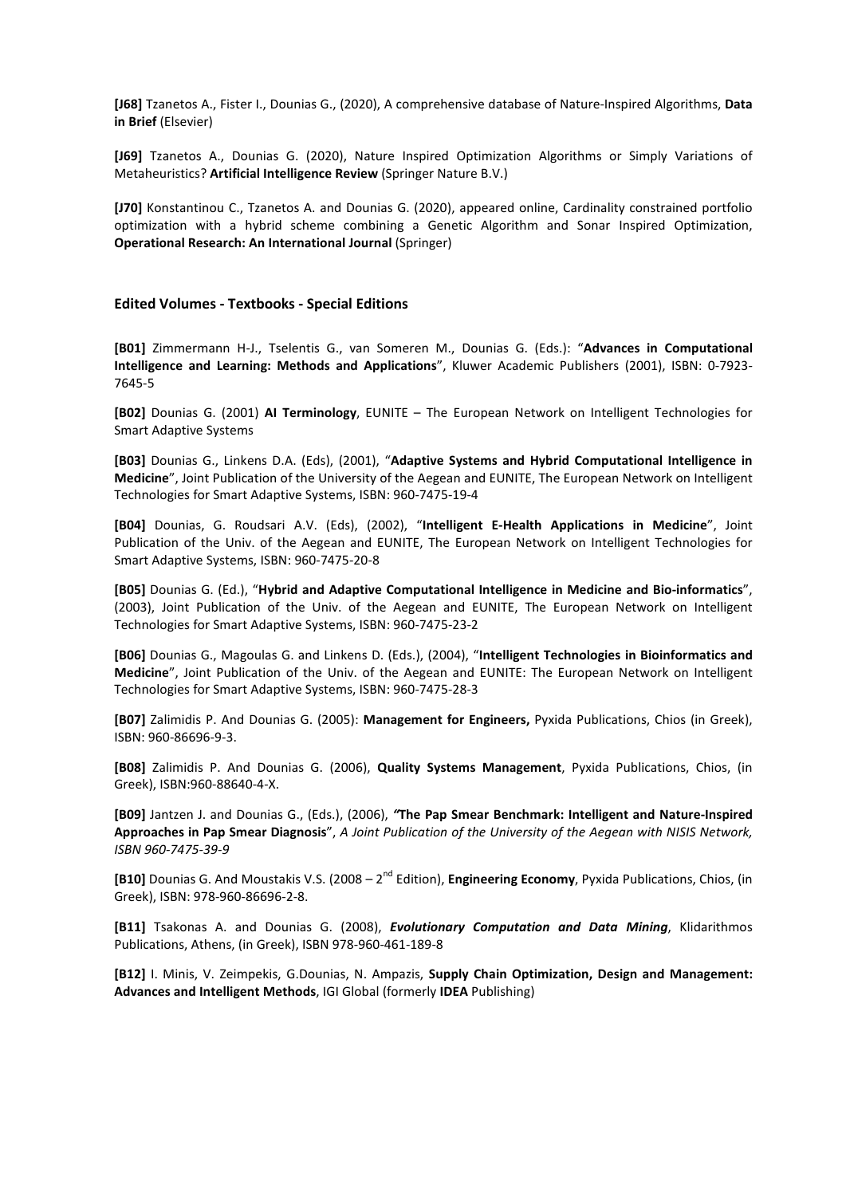**[J68]** Tzanetos A., Fister I., Dounias G., (2020), A comprehensive database of Nature-Inspired Algorithms, **Data in Brief** (Elsevier)

**[J69]** Tzanetos A., Dounias G. (2020), Nature Inspired Optimization Algorithms or Simply Variations of Metaheuristics? **Artificial Intelligence Review** (Springer Nature B.V.)

**[J70]** Konstantinou C., Tzanetos A. and Dounias G. (2020), appeared online, Cardinality constrained portfolio optimization with a hybrid scheme combining a Genetic Algorithm and Sonar Inspired Optimization, **Operational Research: An International Journal** (Springer)

### Edited Volumes - Textbooks - Special Editions

**[B01]** Zimmermann H-J., Tselentis G., van Someren M., Dounias G. (Eds.): "**Advances in Computational Intelligence and Learning: Methods and Applications**", Kluwer Academic Publishers (2001), ISBN: 0-7923-7645-5

**[B02]** Dounias G. (2001) **AI Terminology**, EUNITE – The European Network on Intelligent Technologies for Smart Adaptive Systems

**[B03]** Dounias G., Linkens D.A. (Eds), (2001), "**Adaptive Systems and Hybrid Computational Intelligence in Medicine**", Joint Publication of the University of the Aegean and EUNITE, The European Network on Intelligent Technologies for Smart Adaptive Systems, ISBN: 960-7475-19-4

**[B04]** Dounias, G. Roudsari A.V. (Eds), (2002), "**Intelligent E-Health Applications in Medicine**", Joint Publication of the Univ. of the Aegean and EUNITE, The European Network on Intelligent Technologies for Smart Adaptive Systems, ISBN: 960-7475-20-8

**[B05]** Dounias G. (Ed.), "**Hybrid and Adaptive Computational Intelligence in Medicine and Bio-informatics**", (2003), Joint Publication of the Univ. of the Aegean and EUNITE, The European Network on Intelligent Technologies for Smart Adaptive Systems, ISBN: 960-7475-23-2

**[B06]** Dounias G., Magoulas G. and Linkens D. (Eds.), (2004), "**Intelligent Technologies in Bioinformatics and Medicine**", Joint Publication of the Univ. of the Aegean and EUNITE: The European Network on Intelligent Technologies for Smart Adaptive Systems, ISBN: 960-7475-28-3

**[B07]** Zalimidis P. And Dounias G. (2005): **Management for Engineers,** Pyxida Publications, Chios (in Greek), ISBN: 960-86696-9-3.

**[B08]** Zalimidis P. And Dounias G. (2006), **Quality Systems Management**, Pyxida Publications, Chios, (in Greek), ISBN:960-88640-4-X.

**[B09]** Jantzen J. and Dounias G., (Eds.), (2006), ***"*The Pap Smear Benchmark: Intelligent and Nature-Inspired Approaches in Pap Smear Diagnosis**", *A Joint Publication of the University of the Aegean with NISIS Network, ISBN 960-7475-39-9*

**[B10]** Dounias G. And Moustakis V.S. (2008 – 2nd Edition), **Engineering Economy**, Pyxida Publications, Chios, (in Greek), ISBN: 978-960-86696-2-8.

**[B11]** Tsakonas A. and Dounias G. (2008), ***Evolutionary Computation and Data Mining***, Klidarithmos Publications, Athens, (in Greek), ISBN 978-960-461-189-8

**[B12]** I. Minis, V. Zeimpekis, G.Dounias, N. Ampazis, **Supply Chain Optimization, Design and Management: Advances and Intelligent Methods**, IGI Global (formerly **IDEA** Publishing)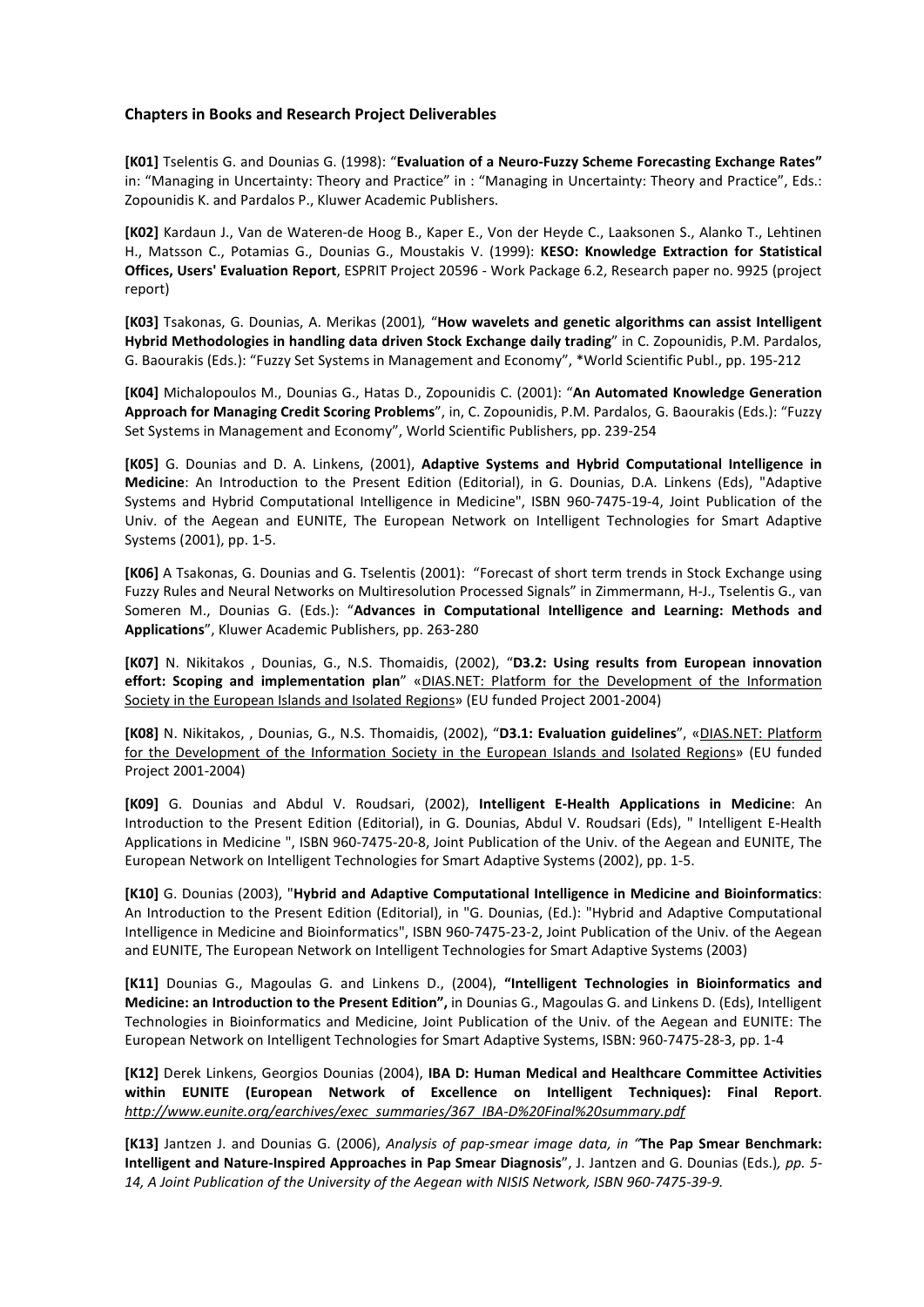### Chapters in Books and Research Project Deliverables

**[K01]** Tselentis G. and Dounias G. (1998): "**Evaluation of a Neuro-Fuzzy Scheme Forecasting Exchange Rates"** in: "Managing in Uncertainty: Theory and Practice" in : "Managing in Uncertainty: Theory and Practice", Eds.: Zopounidis K. and Pardalos P., Kluwer Academic Publishers.

**[K02]** Kardaun J., Van de Wateren-de Hoog B., Kaper E., Von der Heyde C., Laaksonen S., Alanko T., Lehtinen H., Matsson C., Potamias G., Dounias G., Moustakis V. (1999): **KESO: Knowledge Extraction for Statistical Offices, Users' Evaluation Report**, ESPRIT Project 20596 - Work Package 6.2, Research paper no. 9925 (project report)

**[K03]** Tsakonas, G. Dounias, A. Merikas (2001), "**How wavelets and genetic algorithms can assist Intelligent Hybrid Methodologies in handling data driven Stock Exchange daily trading**" in C. Zopounidis, P.M. Pardalos, G. Baourakis (Eds.): "Fuzzy Set Systems in Management and Economy", *World Scientific Publ., pp. 195-212

**[K04]** Michalopoulos M., Dounias G., Hatas D., Zopounidis C. (2001): "**An Automated Knowledge Generation Approach for Managing Credit Scoring Problems**", in, C. Zopounidis, P.M. Pardalos, G. Baourakis (Eds.): "Fuzzy Set Systems in Management and Economy", World Scientific Publishers, pp. 239-254

**[K05]** G. Dounias and D. A. Linkens, (2001), **Adaptive Systems and Hybrid Computational Intelligence in Medicine**: An Introduction to the Present Edition (Editorial), in G. Dounias, D.A. Linkens (Eds), "Adaptive Systems and Hybrid Computational Intelligence in Medicine", ISBN 960-7475-19-4, Joint Publication of the Univ. of the Aegean and EUNITE, The European Network on Intelligent Technologies for Smart Adaptive Systems (2001), pp. 1-5.

**[K06]** A Tsakonas, G. Dounias and G. Tselentis (2001): "Forecast of short term trends in Stock Exchange using Fuzzy Rules and Neural Networks on Multiresolution Processed Signals" in Zimmermann, H-J., Tselentis G., van Someren M., Dounias G. (Eds.): "**Advances in Computational Intelligence and Learning: Methods and Applications**", Kluwer Academic Publishers, pp. 263-280

**[K07]** N. Nikitakos , Dounias, G., N.S. Thomaidis, (2002), "**D3.2: Using results from European innovation effort: Scoping and implementation plan**" «DIAS.NET: Platform for the Development of the Information Society in the European Islands and Isolated Regions» (EU funded Project 2001-2004)

**[K08]** N. Nikitakos, , Dounias, G., N.S. Thomaidis, (2002), "**D3.1: Evaluation guidelines**", «DIAS.NET: Platform for the Development of the Information Society in the European Islands and Isolated Regions» (EU funded Project 2001-2004)

**[K09]** G. Dounias and Abdul V. Roudsari, (2002), **Intelligent E-Health Applications in Medicine**: An Introduction to the Present Edition (Editorial), in G. Dounias, Abdul V. Roudsari (Eds), " Intelligent E-Health Applications in Medicine ", ISBN 960-7475-20-8, Joint Publication of the Univ. of the Aegean and EUNITE, The European Network on Intelligent Technologies for Smart Adaptive Systems (2002), pp. 1-5.

**[K10]** G. Dounias (2003), "**Hybrid and Adaptive Computational Intelligence in Medicine and Bioinformatics**: An Introduction to the Present Edition (Editorial), in "G. Dounias, (Ed.): "Hybrid and Adaptive Computational Intelligence in Medicine and Bioinformatics", ISBN 960-7475-23-2, Joint Publication of the Univ. of the Aegean and EUNITE, The European Network on Intelligent Technologies for Smart Adaptive Systems (2003)

**[K11]** Dounias G., Magoulas G. and Linkens D., (2004), **"Intelligent Technologies in Bioinformatics and Medicine: an Introduction to the Present Edition",** in Dounias G., Magoulas G. and Linkens D. (Eds), Intelligent Technologies in Bioinformatics and Medicine, Joint Publication of the Univ. of the Aegean and EUNITE: The European Network on Intelligent Technologies for Smart Adaptive Systems, ISBN: 960-7475-28-3, pp. 1-4

**[K12]** Derek Linkens, Georgios Dounias (2004), **IBA D: Human Medical and Healthcare Committee Activities within EUNITE (European Network of Excellence on Intelligent Techniques): Final Report**. *http://www.eunite.org/earchives/exec_summaries/367_IBA-D%20Final%20summary.pdf*

**[K13]** Jantzen J. and Dounias G. (2006), *Analysis of pap-smear image data, in "***The Pap Smear Benchmark: Intelligent and Nature-Inspired Approaches in Pap Smear Diagnosis**", J. Jantzen and G. Dounias (Eds.)*, pp. 5-14, A Joint Publication of the University of the Aegean with NISIS Network, ISBN 960-7475-39-9.*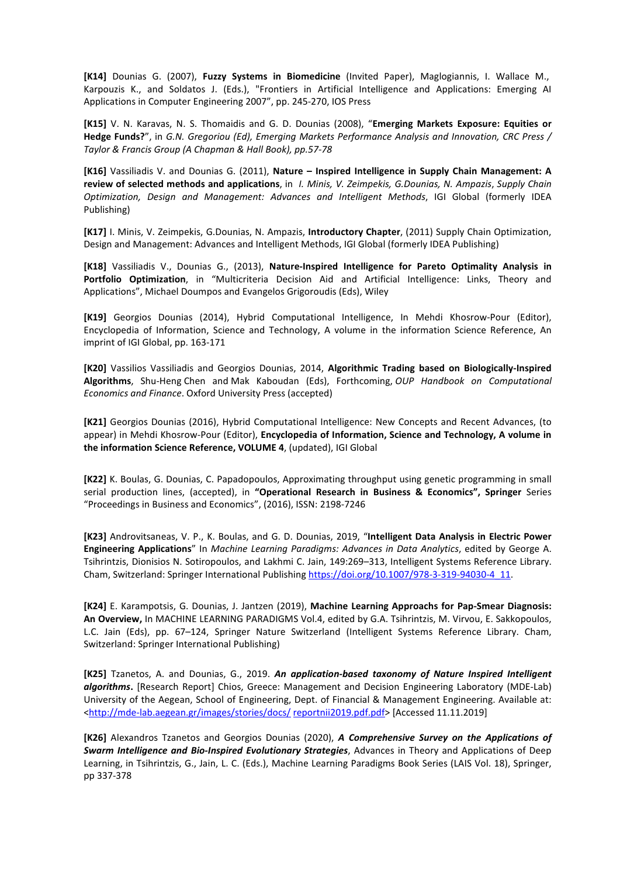**[K14]** Dounias G. (2007), **Fuzzy Systems in Biomedicine** (Invited Paper), Maglogiannis, I. Wallace M., Karpouzis K., and Soldatos J. (Eds.), "Frontiers in Artificial Intelligence and Applications: Emerging AI Applications in Computer Engineering 2007", pp. 245-270, IOS Press

**[K15]** V. N. Karavas, N. S. Thomaidis and G. D. Dounias (2008), "**Emerging Markets Exposure: Equities or Hedge Funds?**", in *G.N. Gregoriou (Ed), Emerging Markets Performance Analysis and Innovation, CRC Press / Taylor & Francis Group (A Chapman & Hall Book), pp.57-78*

**[K16]** Vassiliadis V. and Dounias G. (2011), **Nature – Inspired Intelligence in Supply Chain Management: A review of selected methods and applications**, in *I. Minis, V. Zeimpekis, G.Dounias, N. Ampazis*, *Supply Chain Optimization, Design and Management: Advances and Intelligent Methods*, IGI Global (formerly IDEA Publishing)

**[K17]** I. Minis, V. Zeimpekis, G.Dounias, N. Ampazis, **Introductory Chapter**, (2011) Supply Chain Optimization, Design and Management: Advances and Intelligent Methods, IGI Global (formerly IDEA Publishing)

**[K18]** Vassiliadis V., Dounias G., (2013), **Nature-Inspired Intelligence for Pareto Optimality Analysis in Portfolio Optimization**, in "Multicriteria Decision Aid and Artificial Intelligence: Links, Theory and Applications", Michael Doumpos and Evangelos Grigoroudis (Eds), Wiley

**[K19]** Georgios Dounias (2014), Hybrid Computational Intelligence, In Mehdi Khosrow-Pour (Editor), Encyclopedia of Information, Science and Technology, A volume in the information Science Reference, An imprint of IGI Global, pp. 163-171

**[K20]** Vassilios Vassiliadis and Georgios Dounias, 2014, **Algorithmic Trading based on Biologically-Inspired Algorithms**, Shu-Heng Chen and Mak Kaboudan (Eds), Forthcoming, *OUP Handbook on Computational Economics and Finance*. Oxford University Press (accepted)

**[K21]** Georgios Dounias (2016), Hybrid Computational Intelligence: New Concepts and Recent Advances, (to appear) in Mehdi Khosrow-Pour (Editor), **Encyclopedia of Information, Science and Technology, A volume in the information Science Reference, VOLUME 4**, (updated), IGI Global

**[K22]** K. Boulas, G. Dounias, C. Papadopoulos, Approximating throughput using genetic programming in small serial production lines, (accepted), in **"Operational Research in Business & Economics", Springer** Series "Proceedings in Business and Economics", (2016), ISSN: 2198-7246

**[K23]** Androvitsaneas, V. P., K. Boulas, and G. D. Dounias, 2019, "**Intelligent Data Analysis in Electric Power Engineering Applications**" In *Machine Learning Paradigms: Advances in Data Analytics*, edited by George A. Tsihrintzis, Dionisios N. Sotiropoulos, and Lakhmi C. Jain, 149:269–313, Intelligent Systems Reference Library. Cham, Switzerland: Springer International Publishing https://doi.org/10.1007/978-3-319-94030-4_11.

**[K24]** E. Karampotsis, G. Dounias, J. Jantzen (2019), **Machine Learning Approachs for Pap-Smear Diagnosis: An Overview,** In MACHINE LEARNING PARADIGMS Vol.4, edited by G.A. Tsihrintzis, M. Virvou, E. Sakkopoulos, L.C. Jain (Eds), pp. 67–124, Springer Nature Switzerland (Intelligent Systems Reference Library. Cham, Switzerland: Springer International Publishing)

**[K25]** Tzanetos, A. and Dounias, G., 2019. ***An application-based taxonomy of Nature Inspired Intelligent algorithms.*** [Research Report] Chios, Greece: Management and Decision Engineering Laboratory (MDE-Lab) University of the Aegean, School of Engineering, Dept. of Financial & Management Engineering. Available at: <http://mde-lab.aegean.gr/images/stories/docs/ reportnii2019.pdf.pdf> [Accessed 11.11.2019]

**[K26]** Alexandros Tzanetos and Georgios Dounias (2020), ***A Comprehensive Survey on the Applications of Swarm Intelligence and Bio-Inspired Evolutionary Strategies***, Advances in Theory and Applications of Deep Learning, in Tsihrintzis, G., Jain, L. C. (Eds.), Machine Learning Paradigms Book Series (LAIS Vol. 18), Springer, pp 337-378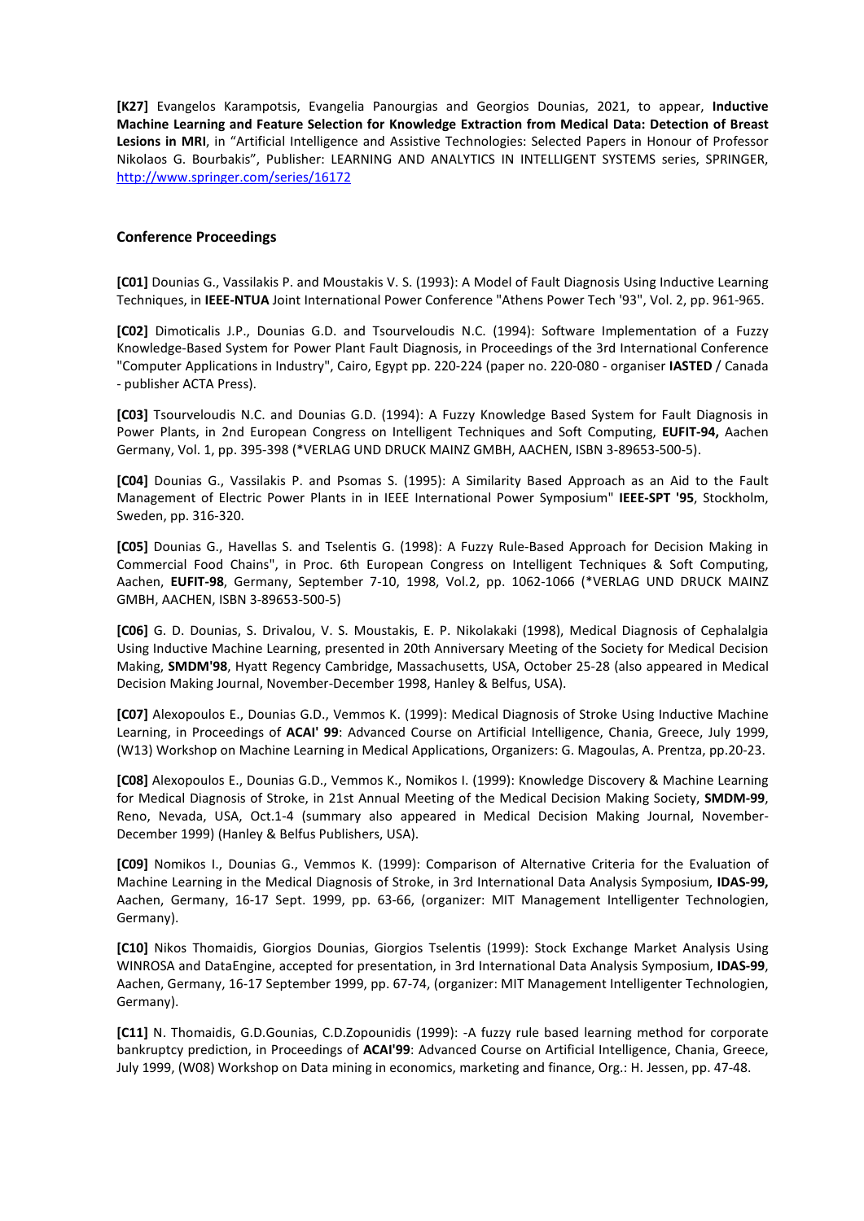**[K27]** Evangelos Karampotsis, Evangelia Panourgias and Georgios Dounias, 2021, to appear, **Inductive Machine Learning and Feature Selection for Knowledge Extraction from Medical Data: Detection of Breast Lesions in MRI**, in "Artificial Intelligence and Assistive Technologies: Selected Papers in Honour of Professor Nikolaos G. Bourbakis", Publisher: LEARNING AND ANALYTICS IN INTELLIGENT SYSTEMS series, SPRINGER, http://www.springer.com/series/16172

### Conference Proceedings

**[C01]** Dounias G., Vassilakis P. and Moustakis V. S. (1993): A Model of Fault Diagnosis Using Inductive Learning Techniques, in **IEEE-NTUA** Joint International Power Conference "Athens Power Tech '93", Vol. 2, pp. 961-965.

**[C02]** Dimoticalis J.P., Dounias G.D. and Tsourveloudis N.C. (1994): Software Implementation of a Fuzzy Knowledge-Based System for Power Plant Fault Diagnosis, in Proceedings of the 3rd International Conference "Computer Applications in Industry", Cairo, Egypt pp. 220-224 (paper no. 220-080 - organiser **IASTED** / Canada - publisher ACTA Press).

**[C03]** Tsourveloudis N.C. and Dounias G.D. (1994): A Fuzzy Knowledge Based System for Fault Diagnosis in Power Plants, in 2nd European Congress on Intelligent Techniques and Soft Computing, **EUFIT-94,** Aachen Germany, Vol. 1, pp. 395-398 (*VERLAG UND DRUCK MAINZ GMBH, AACHEN, ISBN 3-89653-500-5).

**[C04]** Dounias G., Vassilakis P. and Psomas S. (1995): A Similarity Based Approach as an Aid to the Fault Management of Electric Power Plants in in IEEE International Power Symposium" **IEEE-SPT '95**, Stockholm, Sweden, pp. 316-320.

**[C05]** Dounias G., Havellas S. and Tselentis G. (1998): A Fuzzy Rule-Based Approach for Decision Making in Commercial Food Chains", in Proc. 6th European Congress on Intelligent Techniques & Soft Computing, Aachen, **EUFIT-98**, Germany, September 7-10, 1998, Vol.2, pp. 1062-1066 (*VERLAG UND DRUCK MAINZ GMBH, AACHEN, ISBN 3-89653-500-5)

**[C06]** G. D. Dounias, S. Drivalou, V. S. Moustakis, E. P. Nikolakaki (1998), Medical Diagnosis of Cephalalgia Using Inductive Machine Learning, presented in 20th Anniversary Meeting of the Society for Medical Decision Making, **SMDM'98**, Hyatt Regency Cambridge, Massachusetts, USA, October 25-28 (also appeared in Medical Decision Making Journal, November-December 1998, Hanley & Belfus, USA).

**[C07]** Alexopoulos E., Dounias G.D., Vemmos K. (1999): Medical Diagnosis of Stroke Using Inductive Machine Learning, in Proceedings of **ACAI' 99**: Advanced Course on Artificial Intelligence, Chania, Greece, July 1999, (W13) Workshop on Machine Learning in Medical Applications, Organizers: G. Magoulas, A. Prentza, pp.20-23.

**[C08]** Alexopoulos E., Dounias G.D., Vemmos K., Nomikos I. (1999): Knowledge Discovery & Machine Learning for Medical Diagnosis of Stroke, in 21st Annual Meeting of the Medical Decision Making Society, **SMDM-99**, Reno, Nevada, USA, Oct.1-4 (summary also appeared in Medical Decision Making Journal, November-December 1999) (Hanley & Belfus Publishers, USA).

**[C09]** Nomikos I., Dounias G., Vemmos K. (1999): Comparison of Alternative Criteria for the Evaluation of Machine Learning in the Medical Diagnosis of Stroke, in 3rd International Data Analysis Symposium, **IDAS-99,** Aachen, Germany, 16-17 Sept. 1999, pp. 63-66, (organizer: MIT Management Intelligenter Technologien, Germany).

**[C10]** Nikos Thomaidis, Giorgios Dounias, Giorgios Tselentis (1999): Stock Exchange Market Analysis Using WINROSA and DataEngine, accepted for presentation, in 3rd International Data Analysis Symposium, **IDAS-99**, Aachen, Germany, 16-17 September 1999, pp. 67-74, (organizer: MIT Management Intelligenter Technologien, Germany).

**[C11]** N. Thomaidis, G.D.Gounias, C.D.Zopounidis (1999): -A fuzzy rule based learning method for corporate bankruptcy prediction, in Proceedings of **ACAI'99**: Advanced Course on Artificial Intelligence, Chania, Greece, July 1999, (W08) Workshop on Data mining in economics, marketing and finance, Org.: H. Jessen, pp. 47-48.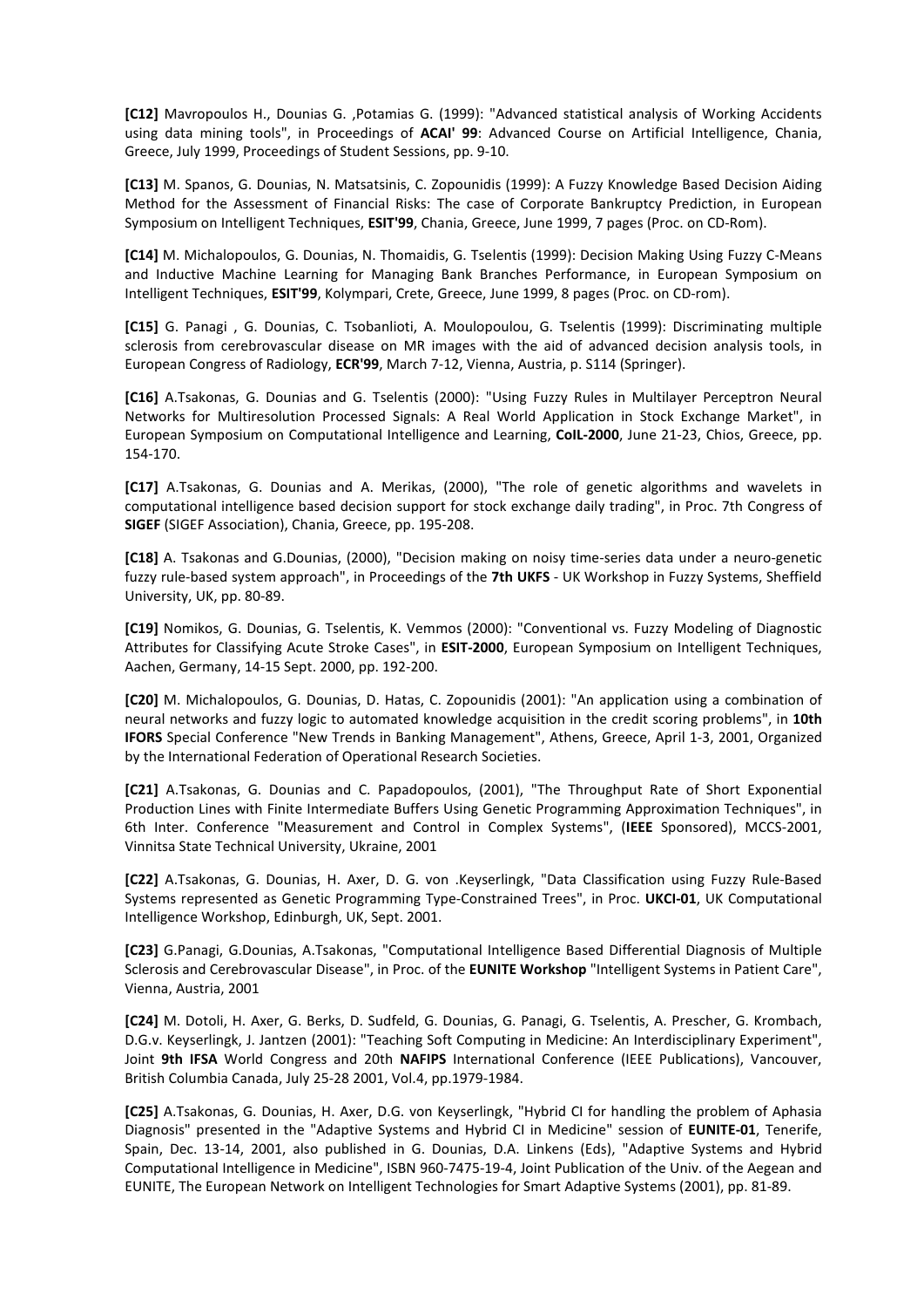**[C12]** Mavropoulos H., Dounias G. ,Potamias G. (1999): "Advanced statistical analysis of Working Accidents using data mining tools", in Proceedings of **ACAI' 99**: Advanced Course on Artificial Intelligence, Chania, Greece, July 1999, Proceedings of Student Sessions, pp. 9-10.

**[C13]** M. Spanos, G. Dounias, N. Matsatsinis, C. Zopounidis (1999): A Fuzzy Knowledge Based Decision Aiding Method for the Assessment of Financial Risks: The case of Corporate Bankruptcy Prediction, in European Symposium on Intelligent Techniques, **ESIT'99**, Chania, Greece, June 1999, 7 pages (Proc. on CD-Rom).

**[C14]** M. Michalopoulos, G. Dounias, N. Thomaidis, G. Tselentis (1999): Decision Making Using Fuzzy C-Means and Inductive Machine Learning for Managing Bank Branches Performance, in European Symposium on Intelligent Techniques, **ESIT'99**, Kolympari, Crete, Greece, June 1999, 8 pages (Proc. on CD-rom).

**[C15]** G. Panagi , G. Dounias, C. Tsobanlioti, A. Moulopoulou, G. Tselentis (1999): Discriminating multiple sclerosis from cerebrovascular disease on MR images with the aid of advanced decision analysis tools, in European Congress of Radiology, **ECR'99**, March 7-12, Vienna, Austria, p. S114 (Springer).

**[C16]** A.Tsakonas, G. Dounias and G. Tselentis (2000): "Using Fuzzy Rules in Multilayer Perceptron Neural Networks for Multiresolution Processed Signals: A Real World Application in Stock Exchange Market", in European Symposium on Computational Intelligence and Learning, **CoIL-2000**, June 21-23, Chios, Greece, pp. 154-170.

**[C17]** A.Tsakonas, G. Dounias and A. Merikas, (2000), "The role of genetic algorithms and wavelets in computational intelligence based decision support for stock exchange daily trading", in Proc. 7th Congress of **SIGEF** (SIGEF Association), Chania, Greece, pp. 195-208.

**[C18]** A. Tsakonas and G.Dounias, (2000), "Decision making on noisy time-series data under a neuro-genetic fuzzy rule-based system approach", in Proceedings of the **7th UKFS** - UK Workshop in Fuzzy Systems, Sheffield University, UK, pp. 80-89.

**[C19]** Nomikos, G. Dounias, G. Tselentis, K. Vemmos (2000): "Conventional vs. Fuzzy Modeling of Diagnostic Attributes for Classifying Acute Stroke Cases", in **ESIT-2000**, European Symposium on Intelligent Techniques, Aachen, Germany, 14-15 Sept. 2000, pp. 192-200.

**[C20]** M. Michalopoulos, G. Dounias, D. Hatas, C. Zopounidis (2001): "An application using a combination of neural networks and fuzzy logic to automated knowledge acquisition in the credit scoring problems", in **10th IFORS** Special Conference "New Trends in Banking Management", Athens, Greece, April 1-3, 2001, Organized by the International Federation of Operational Research Societies.

**[C21]** A.Tsakonas, G. Dounias and C. Papadopoulos, (2001), "The Throughput Rate of Short Exponential Production Lines with Finite Intermediate Buffers Using Genetic Programming Approximation Techniques", in 6th Inter. Conference "Measurement and Control in Complex Systems", (**IEEE** Sponsored), MCCS-2001, Vinnitsa State Technical University, Ukraine, 2001

**[C22]** A.Tsakonas, G. Dounias, H. Axer, D. G. von .Keyserlingk, "Data Classification using Fuzzy Rule-Based Systems represented as Genetic Programming Type-Constrained Trees", in Proc. **UKCI-01**, UK Computational Intelligence Workshop, Edinburgh, UK, Sept. 2001.

**[C23]** G.Panagi, G.Dounias, A.Tsakonas, "Computational Intelligence Based Differential Diagnosis of Multiple Sclerosis and Cerebrovascular Disease", in Proc. of the **EUNITE Workshop** "Intelligent Systems in Patient Care", Vienna, Austria, 2001

**[C24]** M. Dotoli, H. Axer, G. Berks, D. Sudfeld, G. Dounias, G. Panagi, G. Tselentis, A. Prescher, G. Krombach, D.G.v. Keyserlingk, J. Jantzen (2001): "Teaching Soft Computing in Medicine: An Interdisciplinary Experiment", Joint **9th IFSA** World Congress and 20th **NAFIPS** International Conference (IEEE Publications), Vancouver, British Columbia Canada, July 25-28 2001, Vol.4, pp.1979-1984.

**[C25]** A.Tsakonas, G. Dounias, H. Axer, D.G. von Keyserlingk, "Hybrid CI for handling the problem of Aphasia Diagnosis" presented in the "Adaptive Systems and Hybrid CI in Medicine" session of **EUNITE-01**, Tenerife, Spain, Dec. 13-14, 2001, also published in G. Dounias, D.A. Linkens (Eds), "Adaptive Systems and Hybrid Computational Intelligence in Medicine", ISBN 960-7475-19-4, Joint Publication of the Univ. of the Aegean and EUNITE, The European Network on Intelligent Technologies for Smart Adaptive Systems (2001), pp. 81-89.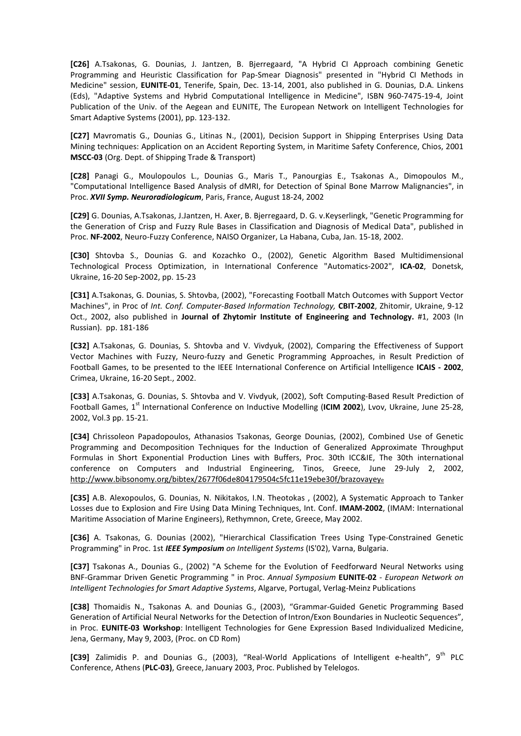**[C26]** A.Tsakonas, G. Dounias, J. Jantzen, B. Bjerregaard, "A Hybrid CI Approach combining Genetic Programming and Heuristic Classification for Pap-Smear Diagnosis" presented in "Hybrid CI Methods in Medicine" session, **EUNITE-01**, Tenerife, Spain, Dec. 13-14, 2001, also published in G. Dounias, D.A. Linkens (Eds), "Adaptive Systems and Hybrid Computational Intelligence in Medicine", ISBN 960-7475-19-4, Joint Publication of the Univ. of the Aegean and EUNITE, The European Network on Intelligent Technologies for Smart Adaptive Systems (2001), pp. 123-132.

**[C27]** Mavromatis G., Dounias G., Litinas N., (2001), Decision Support in Shipping Enterprises Using Data Mining techniques: Application on an Accident Reporting System, in Maritime Safety Conference, Chios, 2001 **MSCC-03** (Org. Dept. of Shipping Trade & Transport)

**[C28]** Panagi G., Moulopoulos L., Dounias G., Maris T., Panourgias E., Tsakonas A., Dimopoulos M., "Computational Intelligence Based Analysis of dMRI, for Detection of Spinal Bone Marrow Malignancies", in Proc. ***XVII Symp. Neuroradiologicum***, Paris, France, August 18-24, 2002

**[C29]** G. Dounias, A.Tsakonas, J.Jantzen, H. Axer, B. Bjerregaard, D. G. v.Keyserlingk, "Genetic Programming for the Generation of Crisp and Fuzzy Rule Bases in Classification and Diagnosis of Medical Data", published in Proc. **NF-2002**, Neuro-Fuzzy Conference, NAISO Organizer, La Habana, Cuba, Jan. 15-18, 2002.

**[C30]** Shtovba S., Dounias G. and Kozachko O., (2002), Genetic Algorithm Based Multidimensional Technological Process Optimization, in International Conference "Automatics-2002", **ICA-02**, Donetsk, Ukraine, 16-20 Sep-2002, pp. 15-23

**[C31]** A.Tsakonas, G. Dounias, S. Shtovba, (2002), "Forecasting Football Match Outcomes with Support Vector Machines", in Proc of *Int. Conf. Computer-Based Information Technology,* **CBIT-2002**, Zhitomir, Ukraine, 9-12 Oct., 2002, also published in **Journal of Zhytomir Institute of Engineering and Technology.** #1, 2003 (In Russian). pp. 181-186

**[C32]** A.Tsakonas, G. Dounias, S. Shtovba and V. Vivdyuk, (2002), Comparing the Effectiveness of Support Vector Machines with Fuzzy, Neuro-fuzzy and Genetic Programming Approaches, in Result Prediction of Football Games, to be presented to the IEEE International Conference on Artificial Intelligence **ICAIS - 2002**, Crimea, Ukraine, 16-20 Sept., 2002.

**[C33]** A.Tsakonas, G. Dounias, S. Shtovba and V. Vivdyuk, (2002), Soft Computing-Based Result Prediction of Football Games, 1st International Conference on Inductive Modelling (**ICIM 2002**), Lvov, Ukraine, June 25-28, 2002, Vol.3 pp. 15-21.

**[C34]** Chrissoleon Papadopoulos, Athanasios Tsakonas, George Dounias, (2002), Combined Use of Genetic Programming and Decomposition Techniques for the Induction of Generalized Approximate Throughput Formulas in Short Exponential Production Lines with Buffers, Proc. 30th ICC&IE, The 30th international conference on Computers and Industrial Engineering, Tinos, Greece, June 29-July 2, 2002, http://www.bibsonomy.org/bibtex/2677f06de804179504c5fc11e19ebe30f/brazovayeye

**[C35]** A.B. Alexopoulos, G. Dounias, N. Nikitakos, I.N. Theotokas , (2002), A Systematic Approach to Tanker Losses due to Explosion and Fire Using Data Mining Techniques, Int. Conf. **IMAM-2002**, (IMAM: International Maritime Association of Marine Engineers), Rethymnon, Crete, Greece, May 2002.

**[C36]** A. Tsakonas, G. Dounias (2002), "Hierarchical Classification Trees Using Type-Constrained Genetic Programming" in Proc. 1st ***IEEE Symposium*** *on Intelligent Systems* (IS'02), Varna, Bulgaria.

**[C37]** Tsakonas A., Dounias G., (2002) "A Scheme for the Evolution of Feedforward Neural Networks using BNF-Grammar Driven Genetic Programming " in Proc. *Annual Symposium* **EUNITE-02** - *European Network on Intelligent Technologies for Smart Adaptive Systems*, Algarve, Portugal, Verlag-Meinz Publications

**[C38]** Thomaidis N., Tsakonas A. and Dounias G., (2003), "Grammar-Guided Genetic Programming Based Generation of Artificial Neural Networks for the Detection of Intron/Exon Boundaries in Nucleotic Sequences", in Proc. **EUNITE-03 Workshop**: Intelligent Technologies for Gene Expression Based Individualized Medicine, Jena, Germany, May 9, 2003, (Proc. on CD Rom)

**[C39]** Zalimidis P. and Dounias G., (2003), "Real-World Applications of Intelligent e-health", 9th PLC Conference, Athens (**PLC-03)**, Greece, January 2003, Proc. Published by Telelogos.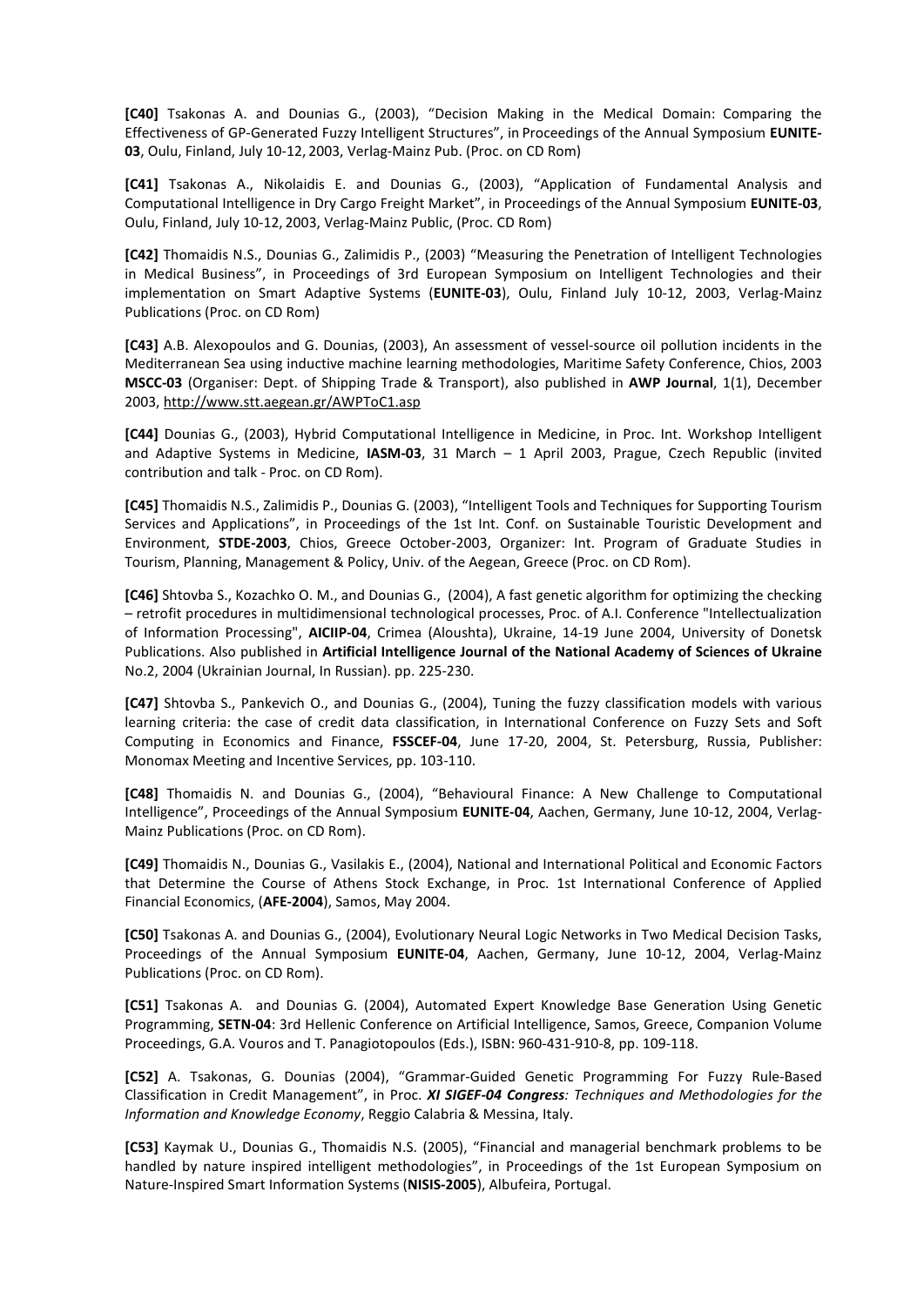**[C40]** Tsakonas A. and Dounias G., (2003), "Decision Making in the Medical Domain: Comparing the Effectiveness of GP-Generated Fuzzy Intelligent Structures", in Proceedings of the Annual Symposium **EUNITE-03**, Oulu, Finland, July 10-12, 2003, Verlag-Mainz Pub. (Proc. on CD Rom)

**[C41]** Tsakonas A., Nikolaidis E. and Dounias G., (2003), "Application of Fundamental Analysis and Computational Intelligence in Dry Cargo Freight Market", in Proceedings of the Annual Symposium **EUNITE-03**, Oulu, Finland, July 10-12, 2003, Verlag-Mainz Public, (Proc. CD Rom)

**[C42]** Thomaidis N.S., Dounias G., Zalimidis P., (2003) "Measuring the Penetration of Intelligent Technologies in Medical Business", in Proceedings of 3rd European Symposium on Intelligent Technologies and their implementation on Smart Adaptive Systems (**EUNITE-03**), Oulu, Finland July 10-12, 2003, Verlag-Mainz Publications (Proc. on CD Rom)

**[C43]** A.B. Alexopoulos and G. Dounias, (2003), An assessment of vessel-source oil pollution incidents in the Mediterranean Sea using inductive machine learning methodologies, Maritime Safety Conference, Chios, 2003 **MSCC-03** (Organiser: Dept. of Shipping Trade & Transport), also published in **AWP Journal**, 1(1), December 2003, http://www.stt.aegean.gr/AWPToC1.asp

**[C44]** Dounias G., (2003), Hybrid Computational Intelligence in Medicine, in Proc. Int. Workshop Intelligent and Adaptive Systems in Medicine, **IASM-03**, 31 March – 1 April 2003, Prague, Czech Republic (invited contribution and talk - Proc. on CD Rom).

**[C45]** Thomaidis N.S., Zalimidis P., Dounias G. (2003), "Intelligent Tools and Techniques for Supporting Tourism Services and Applications", in Proceedings of the 1st Int. Conf. on Sustainable Touristic Development and Environment, **STDE-2003**, Chios, Greece October-2003, Organizer: Int. Program of Graduate Studies in Tourism, Planning, Management & Policy, Univ. of the Aegean, Greece (Proc. on CD Rom).

**[C46]** Shtovba S., Kozachko O. M., and Dounias G., (2004), A fast genetic algorithm for optimizing the checking – retrofit procedures in multidimensional technological processes, Proc. of A.I. Conference "Intellectualization of Information Processing", **AICIIP-04**, Crimea (Aloushta), Ukraine, 14-19 June 2004, University of Donetsk Publications. Also published in **Artificial Intelligence Journal of the National Academy of Sciences of Ukraine** No.2, 2004 (Ukrainian Journal, In Russian). pp. 225-230.

**[C47]** Shtovba S., Pankevich O., and Dounias G., (2004), Tuning the fuzzy classification models with various learning criteria: the case of credit data classification, in International Conference on Fuzzy Sets and Soft Computing in Economics and Finance, **FSSCEF-04**, June 17-20, 2004, St. Petersburg, Russia, Publisher: Monomax Meeting and Incentive Services, pp. 103-110.

**[C48]** Thomaidis N. and Dounias G., (2004), "Behavioural Finance: A New Challenge to Computational Intelligence", Proceedings of the Annual Symposium **EUNITE-04**, Aachen, Germany, June 10-12, 2004, Verlag-Mainz Publications (Proc. on CD Rom).

**[C49]** Thomaidis N., Dounias G., Vasilakis E., (2004), National and International Political and Economic Factors that Determine the Course of Athens Stock Exchange, in Proc. 1st International Conference of Applied Financial Economics, (**AFE-2004**), Samos, May 2004.

**[C50]** Tsakonas A. and Dounias G., (2004), Evolutionary Neural Logic Networks in Two Medical Decision Tasks, Proceedings of the Annual Symposium **EUNITE-04**, Aachen, Germany, June 10-12, 2004, Verlag-Mainz Publications (Proc. on CD Rom).

**[C51]** Tsakonas A. and Dounias G. (2004), Automated Expert Knowledge Base Generation Using Genetic Programming, **SETN-04**: 3rd Hellenic Conference on Artificial Intelligence, Samos, Greece, Companion Volume Proceedings, G.A. Vouros and T. Panagiotopoulos (Eds.), ISBN: 960-431-910-8, pp. 109-118.

**[C52]** A. Tsakonas, G. Dounias (2004), "Grammar-Guided Genetic Programming For Fuzzy Rule-Based Classification in Credit Management", in Proc. ***XI SIGEF-04 Congress**: Techniques and Methodologies for the Information and Knowledge Economy*, Reggio Calabria & Messina, Italy.

**[C53]** Kaymak U., Dounias G., Thomaidis N.S. (2005), "Financial and managerial benchmark problems to be handled by nature inspired intelligent methodologies", in Proceedings of the 1st European Symposium on Nature-Inspired Smart Information Systems (**NISIS-2005**), Albufeira, Portugal.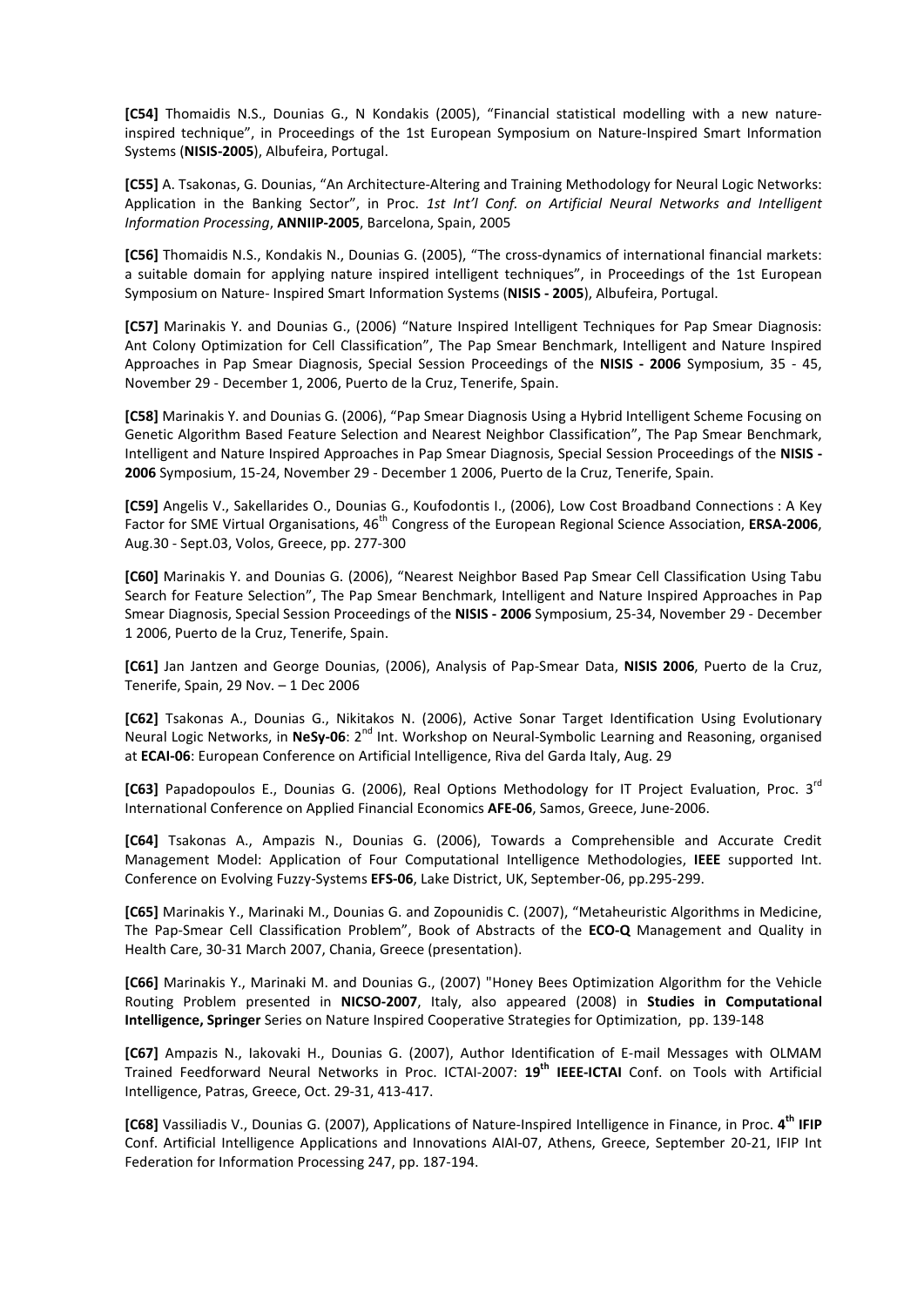**[C54]** Thomaidis N.S., Dounias G., N Kondakis (2005), “Financial statistical modelling with a new nature-inspired technique”, in Proceedings of the 1st European Symposium on Nature-Inspired Smart Information Systems (**NISIS-2005**), Albufeira, Portugal.

**[C55]** A. Tsakonas, G. Dounias, “An Architecture-Altering and Training Methodology for Neural Logic Networks: Application in the Banking Sector”, in Proc. *1st Int’l Conf. on Artificial Neural Networks and Intelligent Information Processing*, **ANNIIP-2005**, Barcelona, Spain, 2005

**[C56]** Thomaidis N.S., Kondakis N., Dounias G. (2005), “The cross-dynamics of international financial markets: a suitable domain for applying nature inspired intelligent techniques”, in Proceedings of the 1st European Symposium on Nature- Inspired Smart Information Systems (**NISIS - 2005**), Albufeira, Portugal.

**[C57]** Marinakis Y. and Dounias G., (2006) “Nature Inspired Intelligent Techniques for Pap Smear Diagnosis: Ant Colony Optimization for Cell Classification”, The Pap Smear Benchmark, Intelligent and Nature Inspired Approaches in Pap Smear Diagnosis, Special Session Proceedings of the **NISIS - 2006** Symposium, 35 - 45, November 29 - December 1, 2006, Puerto de la Cruz, Tenerife, Spain.

**[C58]** Marinakis Y. and Dounias G. (2006), “Pap Smear Diagnosis Using a Hybrid Intelligent Scheme Focusing on Genetic Algorithm Based Feature Selection and Nearest Neighbor Classification”, The Pap Smear Benchmark, Intelligent and Nature Inspired Approaches in Pap Smear Diagnosis, Special Session Proceedings of the **NISIS - 2006** Symposium, 15-24, November 29 - December 1 2006, Puerto de la Cruz, Tenerife, Spain.

**[C59]** Angelis V., Sakellarides O., Dounias G., Koufodontis I., (2006), Low Cost Broadband Connections : A Key Factor for SME Virtual Organisations, 46th Congress of the European Regional Science Association, **ERSA-2006**, Aug.30 - Sept.03, Volos, Greece, pp. 277-300

**[C60]** Marinakis Y. and Dounias G. (2006), “Nearest Neighbor Based Pap Smear Cell Classification Using Tabu Search for Feature Selection”, The Pap Smear Benchmark, Intelligent and Nature Inspired Approaches in Pap Smear Diagnosis, Special Session Proceedings of the **NISIS - 2006** Symposium, 25-34, November 29 - December 1 2006, Puerto de la Cruz, Tenerife, Spain.

**[C61]** Jan Jantzen and George Dounias, (2006), Analysis of Pap-Smear Data, **NISIS 2006**, Puerto de la Cruz, Tenerife, Spain, 29 Nov. – 1 Dec 2006

**[C62]** Tsakonas A., Dounias G., Nikitakos N. (2006), Active Sonar Target Identification Using Evolutionary Neural Logic Networks, in **NeSy-06**: 2nd Int. Workshop on Neural-Symbolic Learning and Reasoning, organised at **ECAI-06**: European Conference on Artificial Intelligence, Riva del Garda Italy, Aug. 29

**[C63]** Papadopoulos E., Dounias G. (2006), Real Options Methodology for IT Project Evaluation, Proc. 3rd International Conference on Applied Financial Economics **AFE-06**, Samos, Greece, June-2006.

**[C64]** Tsakonas A., Ampazis N., Dounias G. (2006), Towards a Comprehensible and Accurate Credit Management Model: Application of Four Computational Intelligence Methodologies, **IEEE** supported Int. Conference on Evolving Fuzzy-Systems **EFS-06**, Lake District, UK, September-06, pp.295-299.

**[C65]** Marinakis Y., Marinaki M., Dounias G. and Zopounidis C. (2007), “Metaheuristic Algorithms in Medicine, The Pap-Smear Cell Classification Problem”, Book of Abstracts of the **ECO-Q** Management and Quality in Health Care, 30-31 March 2007, Chania, Greece (presentation).

**[C66]** Marinakis Y., Marinaki M. and Dounias G., (2007) "Honey Bees Optimization Algorithm for the Vehicle Routing Problem presented in **NICSO-2007**, Italy, also appeared (2008) in **Studies in Computational Intelligence, Springer** Series on Nature Inspired Cooperative Strategies for Optimization, pp. 139-148

**[C67]** Ampazis N., Iakovaki H., Dounias G. (2007), Author Identification of E-mail Messages with OLMAM Trained Feedforward Neural Networks in Proc. ICTAI-2007: **19th IEEE-ICTAI** Conf. on Tools with Artificial Intelligence, Patras, Greece, Oct. 29-31, 413-417.

**[C68]** Vassiliadis V., Dounias G. (2007), Applications of Nature-Inspired Intelligence in Finance, in Proc. **4th IFIP** Conf. Artificial Intelligence Applications and Innovations AIAI-07, Athens, Greece, September 20-21, IFIP Int Federation for Information Processing 247, pp. 187-194.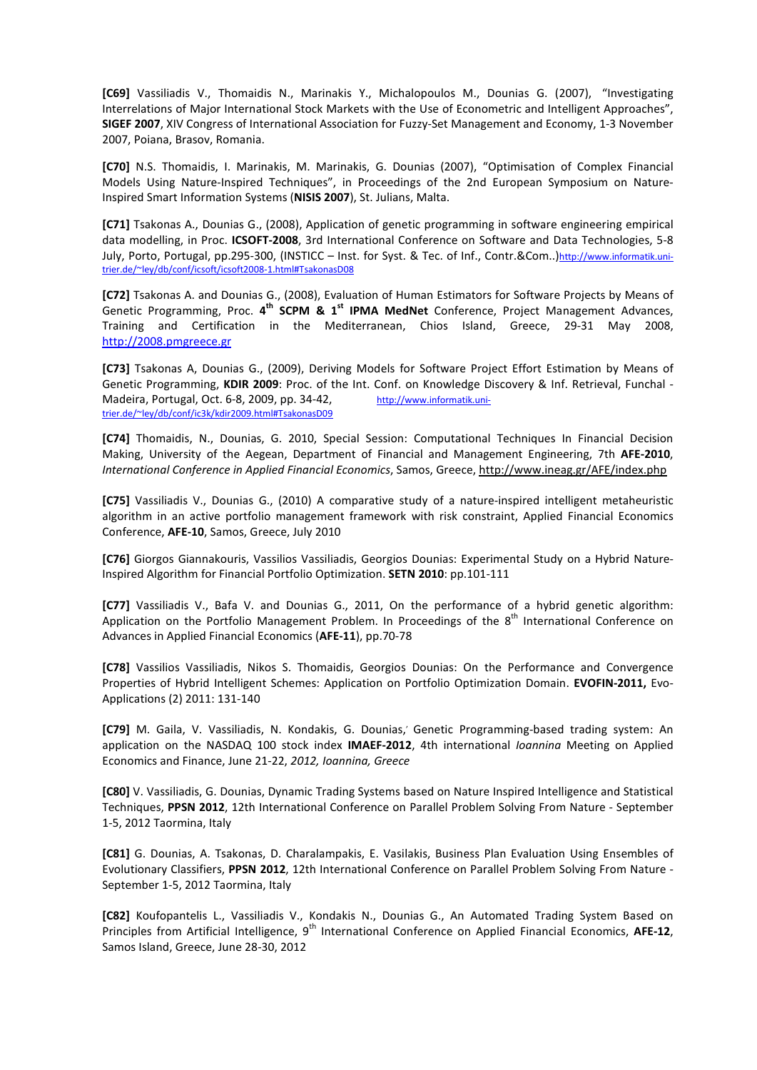**[C69]** Vassiliadis V., Thomaidis N., Marinakis Y., Michalopoulos M., Dounias G. (2007), "Investigating Interrelations of Major International Stock Markets with the Use of Econometric and Intelligent Approaches", **SIGEF 2007**, XIV Congress of International Association for Fuzzy-Set Management and Economy, 1-3 November 2007, Poiana, Brasov, Romania.

**[C70]** N.S. Thomaidis, I. Marinakis, M. Marinakis, G. Dounias (2007), "Optimisation of Complex Financial Models Using Nature-Inspired Techniques", in Proceedings of the 2nd European Symposium on Nature-Inspired Smart Information Systems (**NISIS 2007**), St. Julians, Malta.

**[C71]** Tsakonas A., Dounias G., (2008), Application of genetic programming in software engineering empirical data modelling, in Proc. **ICSOFT-2008**, 3rd International Conference on Software and Data Technologies, 5-8 July, Porto, Portugal, pp.295-300, (INSTICC – Inst. for Syst. & Tec. of Inf., Contr.&Com..)http://www.informatik.uni-trier.de/~ley/db/conf/icsoft/icsoft2008-1.html#TsakonasD08

**[C72]** Tsakonas A. and Dounias G., (2008), Evaluation of Human Estimators for Software Projects by Means of Genetic Programming, Proc. **4th SCPM & 1st IPMA MedNet** Conference, Project Management Advances, Training and Certification in the Mediterranean, Chios Island, Greece, 29-31 May 2008, http://2008.pmgreece.gr

**[C73]** Tsakonas A, Dounias G., (2009), Deriving Models for Software Project Effort Estimation by Means of Genetic Programming, **KDIR 2009**: Proc. of the Int. Conf. on Knowledge Discovery & Inf. Retrieval, Funchal - Madeira, Portugal, Oct. 6-8, 2009, pp. 34-42, http://www.informatik.uni-trier.de/~ley/db/conf/ic3k/kdir2009.html#TsakonasD09

**[C74]** Thomaidis, N., Dounias, G. 2010, Special Session: Computational Techniques In Financial Decision Making, University of the Aegean, Department of Financial and Management Engineering, 7th **AFE-2010**, *International Conference in Applied Financial Economics*, Samos, Greece, http://www.ineag.gr/AFE/index.php

**[C75]** Vassiliadis V., Dounias G., (2010) A comparative study of a nature-inspired intelligent metaheuristic algorithm in an active portfolio management framework with risk constraint, Applied Financial Economics Conference, **AFE-10**, Samos, Greece, July 2010

**[C76]** Giorgos Giannakouris, Vassilios Vassiliadis, Georgios Dounias: Experimental Study on a Hybrid Nature-Inspired Algorithm for Financial Portfolio Optimization. **SETN 2010**: pp.101-111

**[C77]** Vassiliadis V., Bafa V. and Dounias G., 2011, On the performance of a hybrid genetic algorithm: Application on the Portfolio Management Problem. In Proceedings of the 8th International Conference on Advances in Applied Financial Economics (**AFE-11**), pp.70-78

**[C78]** Vassilios Vassiliadis, Nikos S. Thomaidis, Georgios Dounias: On the Performance and Convergence Properties of Hybrid Intelligent Schemes: Application on Portfolio Optimization Domain. **EVOFIN-2011,** Evo-Applications (2) 2011: 131-140

**[C79]** M. Gaila, V. Vassiliadis, N. Kondakis, G. Dounias,' Genetic Programming-based trading system: An application on the NASDAQ 100 stock index **IMAEF-2012**, 4th international *Ioannina* Meeting on Applied Economics and Finance, June 21-22, *2012, Ioannina, Greece*

**[C80]** V. Vassiliadis, G. Dounias, Dynamic Trading Systems based on Nature Inspired Intelligence and Statistical Techniques, **PPSN 2012**, 12th International Conference on Parallel Problem Solving From Nature - September 1-5, 2012 Taormina, Italy

**[C81]** G. Dounias, A. Tsakonas, D. Charalampakis, E. Vasilakis, Business Plan Evaluation Using Ensembles of Evolutionary Classifiers, **PPSN 2012**, 12th International Conference on Parallel Problem Solving From Nature - September 1-5, 2012 Taormina, Italy

**[C82]** Koufopantelis L., Vassiliadis V., Kondakis N., Dounias G., An Automated Trading System Based on Principles from Artificial Intelligence, 9th International Conference on Applied Financial Economics, **AFE-12**, Samos Island, Greece, June 28-30, 2012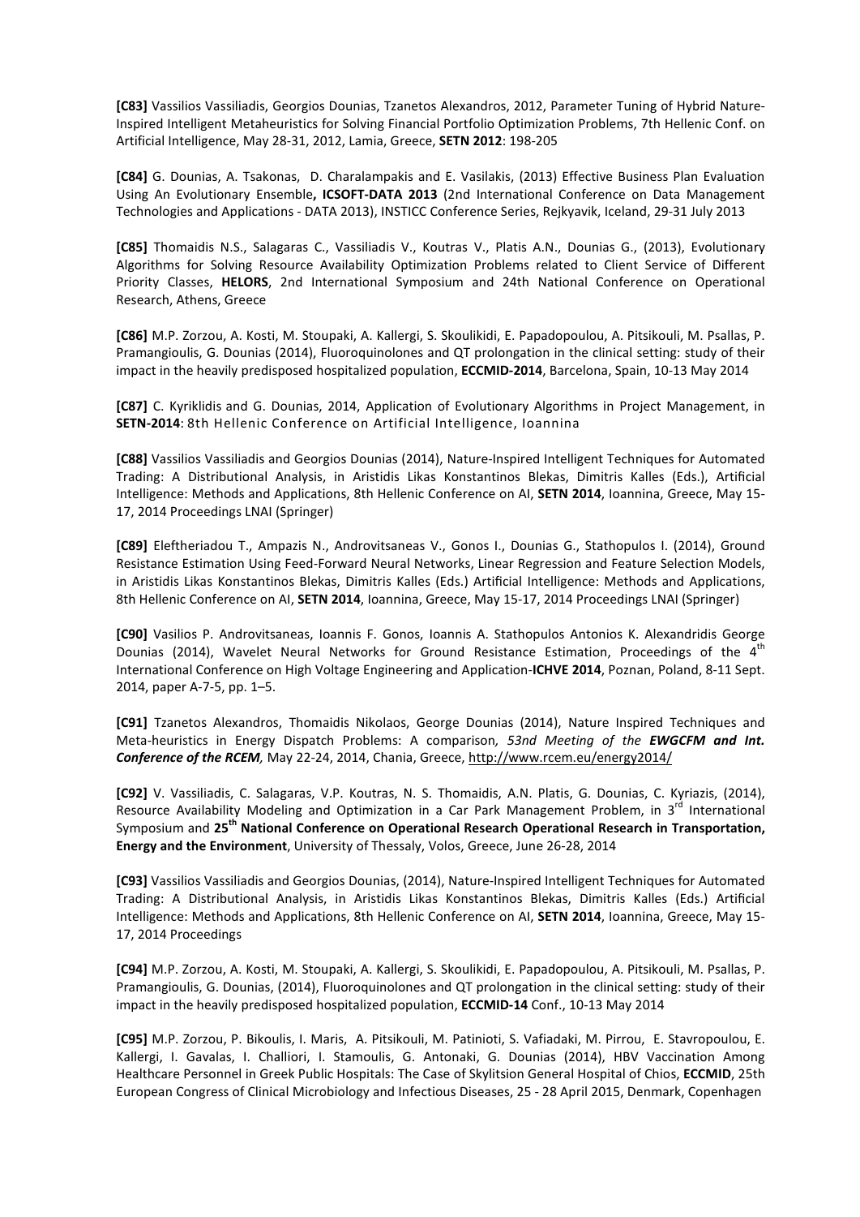**[C83]** Vassilios Vassiliadis, Georgios Dounias, Tzanetos Alexandros, 2012, Parameter Tuning of Hybrid Nature-Inspired Intelligent Metaheuristics for Solving Financial Portfolio Optimization Problems, 7th Hellenic Conf. on Artificial Intelligence, May 28-31, 2012, Lamia, Greece, **SETN 2012**: 198-205

**[C84]** G. Dounias, A. Tsakonas, D. Charalampakis and E. Vasilakis, (2013) Effective Business Plan Evaluation Using An Evolutionary Ensemble**, ICSOFT-DATA 2013** (2nd International Conference on Data Management Technologies and Applications - DATA 2013), INSTICC Conference Series, Rejkyavik, Iceland, 29-31 July 2013

**[C85]** Thomaidis N.S., Salagaras C., Vassiliadis V., Koutras V., Platis A.N., Dounias G., (2013), Evolutionary Algorithms for Solving Resource Availability Optimization Problems related to Client Service of Different Priority Classes, **HELORS**, 2nd International Symposium and 24th National Conference on Operational Research, Athens, Greece

**[C86]** M.P. Zorzou, A. Kosti, M. Stoupaki, A. Kallergi, S. Skoulikidi, E. Papadopoulou, A. Pitsikouli, M. Psallas, P. Pramangioulis, G. Dounias (2014), Fluoroquinolones and QT prolongation in the clinical setting: study of their impact in the heavily predisposed hospitalized population, **ECCMID-2014**, Barcelona, Spain, 10-13 May 2014

**[C87]** C. Kyriklidis and G. Dounias, 2014, Application of Evolutionary Algorithms in Project Management, in **SETN-2014**: 8th Hellenic Conference on Artificial Intelligence, Ioannina

**[C88]** Vassilios Vassiliadis and Georgios Dounias (2014), Nature-Inspired Intelligent Techniques for Automated Trading: A Distributional Analysis, in Aristidis Likas Konstantinos Blekas, Dimitris Kalles (Eds.), Artificial Intelligence: Methods and Applications, 8th Hellenic Conference on AI, **SETN 2014**, Ioannina, Greece, May 15-17, 2014 Proceedings LNAI (Springer)

**[C89]** Eleftheriadou T., Ampazis N., Androvitsaneas V., Gonos I., Dounias G., Stathopulos I. (2014), Ground Resistance Estimation Using Feed-Forward Neural Networks, Linear Regression and Feature Selection Models, in Aristidis Likas Konstantinos Blekas, Dimitris Kalles (Eds.) Artificial Intelligence: Methods and Applications, 8th Hellenic Conference on AI, **SETN 2014**, Ioannina, Greece, May 15-17, 2014 Proceedings LNAI (Springer)

**[C90]** Vasilios P. Androvitsaneas, Ioannis F. Gonos, Ioannis A. Stathopulos Antonios K. Alexandridis George Dounias (2014), Wavelet Neural Networks for Ground Resistance Estimation, Proceedings of the 4th International Conference on High Voltage Engineering and Application-**ICHVE 2014**, Poznan, Poland, 8-11 Sept. 2014, paper A-7-5, pp. 1–5.

**[C91]** Tzanetos Alexandros, Thomaidis Nikolaos, George Dounias (2014), Nature Inspired Techniques and Meta-heuristics in Energy Dispatch Problems: A comparison*, 53nd Meeting of the* ***EWGCFM and Int. Conference of the RCEM****,* May 22-24, 2014, Chania, Greece, http://www.rcem.eu/energy2014/

**[C92]** V. Vassiliadis, C. Salagaras, V.P. Koutras, N. S. Thomaidis, A.N. Platis, G. Dounias, C. Kyriazis, (2014), Resource Availability Modeling and Optimization in a Car Park Management Problem, in 3rd International Symposium and **25th National Conference on Operational Research Operational Research in Transportation, Energy and the Environment**, University of Thessaly, Volos, Greece, June 26-28, 2014

**[C93]** Vassilios Vassiliadis and Georgios Dounias, (2014), Nature-Inspired Intelligent Techniques for Automated Trading: A Distributional Analysis, in Aristidis Likas Konstantinos Blekas, Dimitris Kalles (Eds.) Artificial Intelligence: Methods and Applications, 8th Hellenic Conference on AI, **SETN 2014**, Ioannina, Greece, May 15-17, 2014 Proceedings

**[C94]** M.P. Zorzou, A. Kosti, M. Stoupaki, A. Kallergi, S. Skoulikidi, E. Papadopoulou, A. Pitsikouli, M. Psallas, P. Pramangioulis, G. Dounias, (2014), Fluoroquinolones and QT prolongation in the clinical setting: study of their impact in the heavily predisposed hospitalized population, **ECCMID-14** Conf., 10-13 May 2014

**[C95]** M.P. Zorzou, P. Bikoulis, I. Maris, A. Pitsikouli, M. Patinioti, S. Vafiadaki, M. Pirrou, E. Stavropoulou, E. Kallergi, I. Gavalas, I. Challiori, I. Stamoulis, G. Antonaki, G. Dounias (2014), HBV Vaccination Among Healthcare Personnel in Greek Public Hospitals: The Case of Skylitsion General Hospital of Chios, **ECCMID**, 25th European Congress of Clinical Microbiology and Infectious Diseases, 25 - 28 April 2015, Denmark, Copenhagen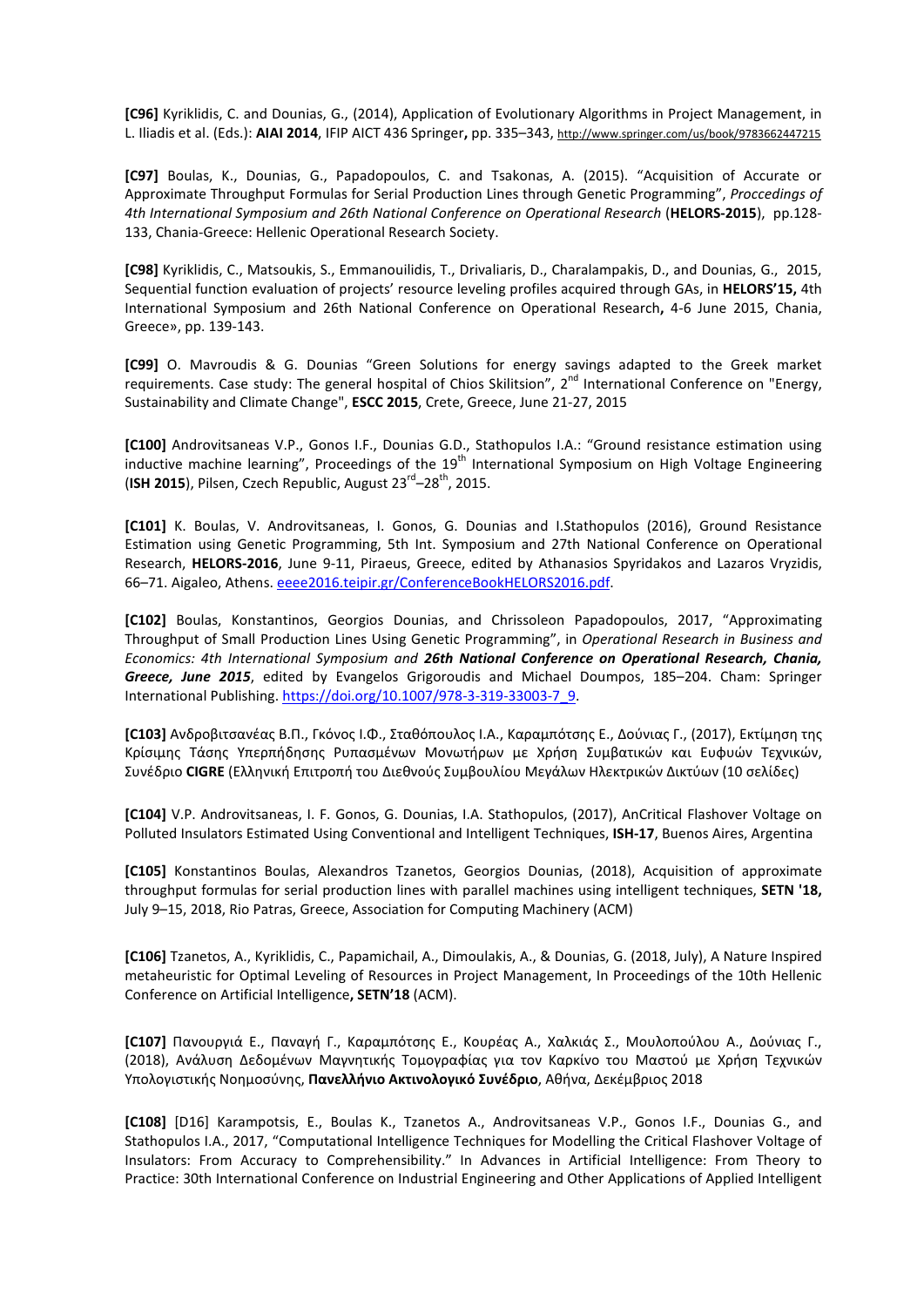**[C96]** Kyriklidis, C. and Dounias, G., (2014), Application of Evolutionary Algorithms in Project Management, in L. Iliadis et al. (Eds.): **AIAI 2014**, IFIP AICT 436 Springer**,** pp. 335–343, http://www.springer.com/us/book/9783662447215

**[C97]** Boulas, K., Dounias, G., Papadopoulos, C. and Tsakonas, A. (2015). "Acquisition of Accurate or Approximate Throughput Formulas for Serial Production Lines through Genetic Programming", *Proccedings of 4th International Symposium and 26th National Conference on Operational Research* (**HELORS-2015**), pp.128-133, Chania-Greece: Hellenic Operational Research Society.

**[C98]** Kyriklidis, C., Matsoukis, S., Emmanouilidis, T., Drivaliaris, D., Charalampakis, D., and Dounias, G., 2015, Sequential function evaluation of projects' resource leveling profiles acquired through GAs, in **HELORS'15,** 4th International Symposium and 26th National Conference on Operational Research**,** 4-6 June 2015, Chania, Greece», pp. 139-143.

**[C99]** O. Mavroudis & G. Dounias "Green Solutions for energy savings adapted to the Greek market requirements. Case study: The general hospital of Chios Skilitsion", 2nd International Conference on "Energy, Sustainability and Climate Change", **ESCC 2015**, Crete, Greece, June 21-27, 2015

**[C100]** Androvitsaneas V.P., Gonos I.F., Dounias G.D., Stathopulos I.A.: "Ground resistance estimation using inductive machine learning", Proceedings of the 19th International Symposium on High Voltage Engineering (**ISH 2015**), Pilsen, Czech Republic, August 23rd–28th, 2015.

**[C101]** K. Boulas, V. Androvitsaneas, I. Gonos, G. Dounias and I.Stathopulos (2016), Ground Resistance Estimation using Genetic Programming, 5th Int. Symposium and 27th National Conference on Operational Research, **HELORS-2016**, June 9-11, Piraeus, Greece, edited by Athanasios Spyridakos and Lazaros Vryzidis, 66–71. Aigaleo, Athens. eeee2016.teipir.gr/ConferenceBookHELORS2016.pdf.

**[C102]** Boulas, Konstantinos, Georgios Dounias, and Chrissoleon Papadopoulos, 2017, "Approximating Throughput of Small Production Lines Using Genetic Programming", in *Operational Research in Business and Economics: 4th International Symposium and* ***26th National Conference on Operational Research, Chania, Greece, June 2015***, edited by Evangelos Grigoroudis and Michael Doumpos, 185–204. Cham: Springer International Publishing. https://doi.org/10.1007/978-3-319-33003-7_9.

**[C103]** Ανδροβιτσανέας Β.Π., Γκόνος Ι.Φ., Σταθόπουλος Ι.Α., Καραμπότσης Ε., Δούνιας Γ., (2017), Εκτίμηση της Κρίσιμης Τάσης Υπερπήδησης Ρυπασμένων Μονωτήρων με Χρήση Συμβατικών και Ευφυών Τεχνικών, Συνέδριο **CIGRE** (Ελληνική Επιτροπή του Διεθνούς Συμβουλίου Μεγάλων Ηλεκτρικών Δικτύων (10 σελίδες)

**[C104]** V.P. Androvitsaneas, I. F. Gonos, G. Dounias, I.A. Stathopulos, (2017), AnCritical Flashover Voltage on Polluted Insulators Estimated Using Conventional and Intelligent Techniques, **ISH-17**, Buenos Aires, Argentina

**[C105]** Konstantinos Boulas, Alexandros Tzanetos, Georgios Dounias, (2018), Acquisition of approximate throughput formulas for serial production lines with parallel machines using intelligent techniques, **SETN '18,** July 9–15, 2018, Rio Patras, Greece, Association for Computing Machinery (ACM)

**[C106]** Tzanetos, A., Kyriklidis, C., Papamichail, A., Dimoulakis, A., & Dounias, G. (2018, July), A Nature Inspired metaheuristic for Optimal Leveling of Resources in Project Management, In Proceedings of the 10th Hellenic Conference on Artificial Intelligence**, SETN'18** (ACM).

**[C107]** Πανουργιά Ε., Παναγή Γ., Καραμπότσης Ε., Κουρέας Α., Χαλκιάς Σ., Μουλοπούλου Α., Δούνιας Γ., (2018), Ανάλυση Δεδομένων Μαγνητικής Τομογραφίας για τον Καρκίνο του Μαστού με Χρήση Τεχνικών Υπολογιστικής Νοημοσύνης, **Πανελλήνιο Ακτινολογικό Συνέδριο**, Αθήνα, Δεκέμβριος 2018

**[C108]** [D16] Karampotsis, E., Boulas K., Tzanetos A., Androvitsaneas V.P., Gonos I.F., Dounias G., and Stathopulos I.A., 2017, "Computational Intelligence Techniques for Modelling the Critical Flashover Voltage of Insulators: From Accuracy to Comprehensibility." In Advances in Artificial Intelligence: From Theory to Practice: 30th International Conference on Industrial Engineering and Other Applications of Applied Intelligent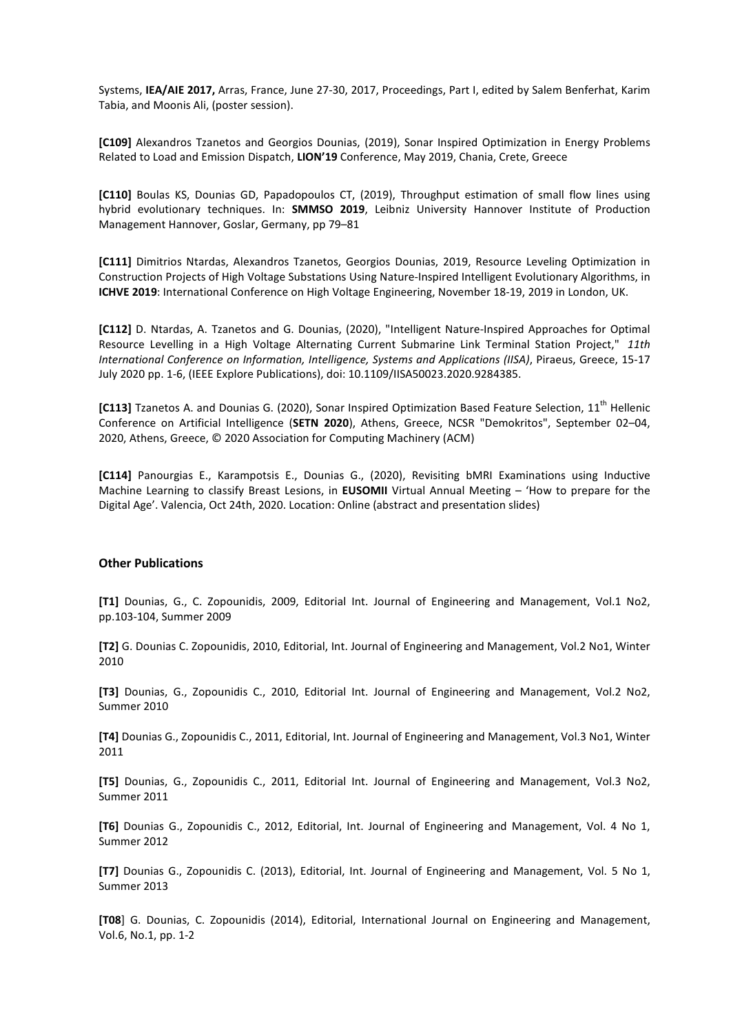Systems, **IEA/AIE 2017,** Arras, France, June 27-30, 2017, Proceedings, Part I, edited by Salem Benferhat, Karim Tabia, and Moonis Ali, (poster session).

**[C109]** Alexandros Tzanetos and Georgios Dounias, (2019), Sonar Inspired Optimization in Energy Problems Related to Load and Emission Dispatch, **LION'19** Conference, May 2019, Chania, Crete, Greece

**[C110]** Boulas KS, Dounias GD, Papadopoulos CT, (2019), Throughput estimation of small flow lines using hybrid evolutionary techniques. In: **SMMSO 2019**, Leibniz University Hannover Institute of Production Management Hannover, Goslar, Germany, pp 79–81

**[C111]** Dimitrios Ntardas, Alexandros Tzanetos, Georgios Dounias, 2019, Resource Leveling Optimization in Construction Projects of High Voltage Substations Using Nature-Inspired Intelligent Evolutionary Algorithms, in **ICHVE 2019**: International Conference on High Voltage Engineering, November 18-19, 2019 in London, UK.

**[C112]** D. Ntardas, A. Tzanetos and G. Dounias, (2020), "Intelligent Nature-Inspired Approaches for Optimal Resource Levelling in a High Voltage Alternating Current Submarine Link Terminal Station Project," *11th International Conference on Information, Intelligence, Systems and Applications (IISA)*, Piraeus, Greece, 15-17 July 2020 pp. 1-6, (IEEE Explore Publications), doi: 10.1109/IISA50023.2020.9284385.

**[C113]** Tzanetos A. and Dounias G. (2020), Sonar Inspired Optimization Based Feature Selection, 11th Hellenic Conference on Artificial Intelligence (**SETN 2020**), Athens, Greece, NCSR "Demokritos", September 02–04, 2020, Athens, Greece, © 2020 Association for Computing Machinery (ACM)

**[C114]** Panourgias E., Karampotsis E., Dounias G., (2020), Revisiting bMRI Examinations using Inductive Machine Learning to classify Breast Lesions, in **EUSOMII** Virtual Annual Meeting – 'How to prepare for the Digital Age'. Valencia, Oct 24th, 2020. Location: Online (abstract and presentation slides)

### Other Publications

**[T1]** Dounias, G., C. Zopounidis, 2009, Editorial Int. Journal of Engineering and Management, Vol.1 No2, pp.103-104, Summer 2009

**[T2]** G. Dounias C. Zopounidis, 2010, Editorial, Int. Journal of Engineering and Management, Vol.2 No1, Winter 2010

**[T3]** Dounias, G., Zopounidis C., 2010, Editorial Int. Journal of Engineering and Management, Vol.2 No2, Summer 2010

**[T4]** Dounias G., Zopounidis C., 2011, Editorial, Int. Journal of Engineering and Management, Vol.3 No1, Winter 2011

**[T5]** Dounias, G., Zopounidis C., 2011, Editorial Int. Journal of Engineering and Management, Vol.3 No2, Summer 2011

**[T6]** Dounias G., Zopounidis C., 2012, Editorial, Int. Journal of Engineering and Management, Vol. 4 No 1, Summer 2012

**[T7]** Dounias G., Zopounidis C. (2013), Editorial, Int. Journal of Engineering and Management, Vol. 5 No 1, Summer 2013

**[T08]** G. Dounias, C. Zopounidis (2014), Editorial, International Journal on Engineering and Management, Vol.6, No.1, pp. 1-2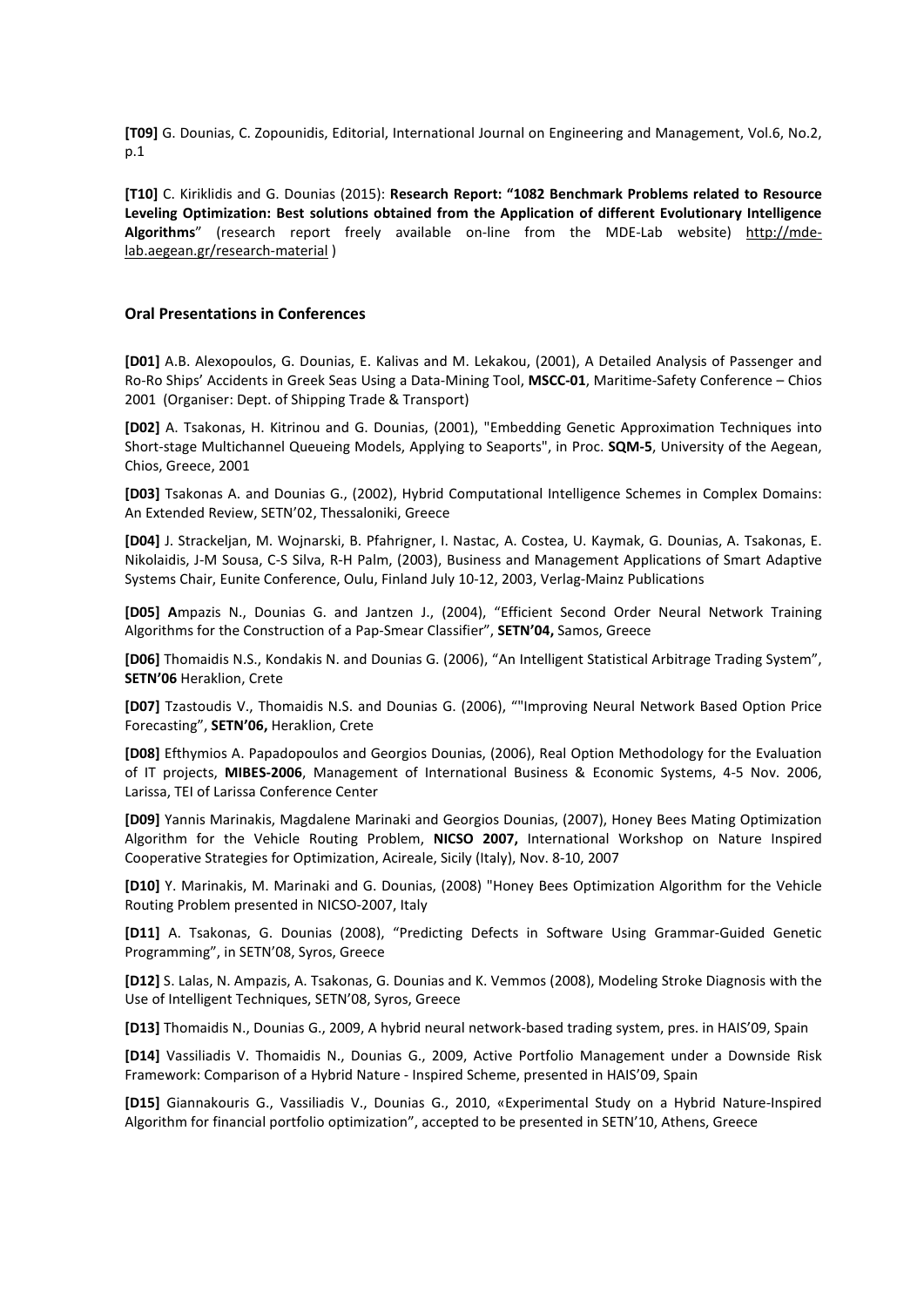**[T09]** G. Dounias, C. Zopounidis, Editorial, International Journal on Engineering and Management, Vol.6, No.2, p.1

**[T10]** C. Kiriklidis and G. Dounias (2015): **Research Report: "1082 Benchmark Problems related to Resource Leveling Optimization: Best solutions obtained from the Application of different Evolutionary Intelligence Algorithms**" (research report freely available on-line from the MDE-Lab website) http://mde-lab.aegean.gr/research-material )

### Oral Presentations in Conferences

**[D01]** A.B. Alexopoulos, G. Dounias, E. Kalivas and M. Lekakou, (2001), A Detailed Analysis of Passenger and Ro-Ro Ships' Accidents in Greek Seas Using a Data-Mining Tool, **MSCC-01**, Maritime-Safety Conference – Chios 2001 (Organiser: Dept. of Shipping Trade & Transport)

**[D02]** A. Tsakonas, H. Kitrinou and G. Dounias, (2001), "Embedding Genetic Approximation Techniques into Short-stage Multichannel Queueing Models, Applying to Seaports", in Proc. **SQM-5**, University of the Aegean, Chios, Greece, 2001

**[D03]** Tsakonas A. and Dounias G., (2002), Hybrid Computational Intelligence Schemes in Complex Domains: An Extended Review, SETN'02, Thessaloniki, Greece

**[D04]** J. Strackeljan, M. Wojnarski, B. Pfahrigner, I. Nastac, A. Costea, U. Kaymak, G. Dounias, A. Tsakonas, E. Nikolaidis, J-M Sousa, C-S Silva, R-H Palm, (2003), Business and Management Applications of Smart Adaptive Systems Chair, Eunite Conference, Oulu, Finland July 10-12, 2003, Verlag-Mainz Publications

**[D05] A**mpazis N., Dounias G. and Jantzen J., (2004), "Efficient Second Order Neural Network Training Algorithms for the Construction of a Pap-Smear Classifier", **SETN'04,** Samos, Greece

**[D06]** Thomaidis N.S., Kondakis N. and Dounias G. (2006), "An Intelligent Statistical Arbitrage Trading System", **SETN'06** Heraklion, Crete

**[D07]** Tzastoudis V., Thomaidis N.S. and Dounias G. (2006), ""Improving Neural Network Based Option Price Forecasting", **SETN'06,** Heraklion, Crete

**[D08]** Efthymios A. Papadopoulos and Georgios Dounias, (2006), Real Option Methodology for the Evaluation of IT projects, **MIBES-2006**, Management of International Business & Economic Systems, 4-5 Nov. 2006, Larissa, TEI of Larissa Conference Center

**[D09]** Yannis Marinakis, Magdalene Marinaki and Georgios Dounias, (2007), Honey Bees Mating Optimization Algorithm for the Vehicle Routing Problem, **NICSO 2007,** International Workshop on Nature Inspired Cooperative Strategies for Optimization, Acireale, Sicily (Italy), Nov. 8-10, 2007

**[D10]** Y. Marinakis, M. Marinaki and G. Dounias, (2008) "Honey Bees Optimization Algorithm for the Vehicle Routing Problem presented in NICSO-2007, Italy

**[D11]** A. Tsakonas, G. Dounias (2008), "Predicting Defects in Software Using Grammar-Guided Genetic Programming", in SETN'08, Syros, Greece

**[D12]** S. Lalas, N. Ampazis, A. Tsakonas, G. Dounias and K. Vemmos (2008), Modeling Stroke Diagnosis with the Use of Intelligent Techniques, SETN'08, Syros, Greece

**[D13]** Thomaidis N., Dounias G., 2009, A hybrid neural network-based trading system, pres. in HAIS'09, Spain

**[D14]** Vassiliadis V. Thomaidis N., Dounias G., 2009, Active Portfolio Management under a Downside Risk Framework: Comparison of a Hybrid Nature - Inspired Scheme, presented in HAIS'09, Spain

**[D15]** Giannakouris G., Vassiliadis V., Dounias G., 2010, «Experimental Study on a Hybrid Nature-Inspired Algorithm for financial portfolio optimization", accepted to be presented in SETN'10, Athens, Greece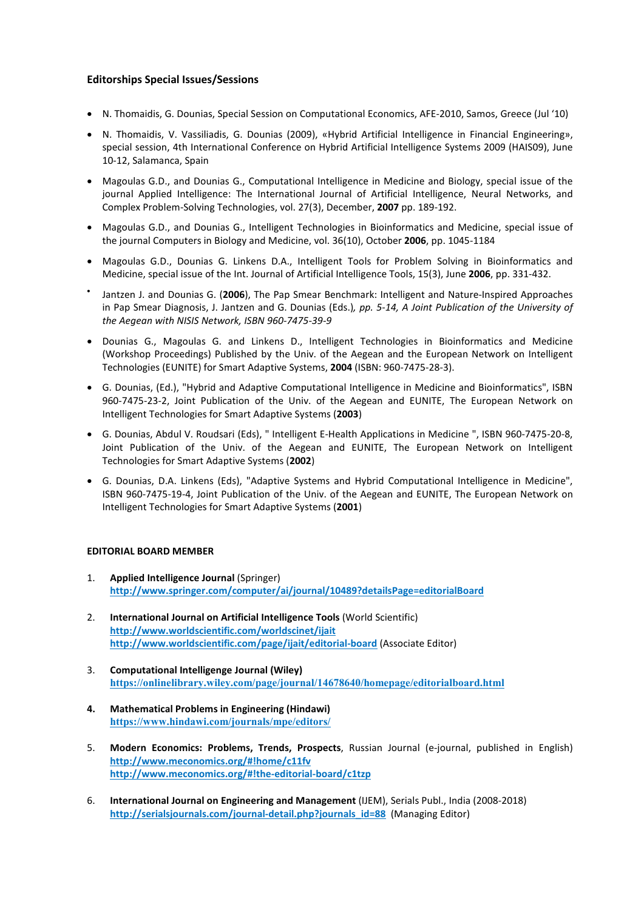### Editorships Special Issues/Sessions

- N. Thomaidis, G. Dounias, Special Session on Computational Economics, AFE-2010, Samos, Greece (Jul '10)
- N. Thomaidis, V. Vassiliadis, G. Dounias (2009), «Hybrid Artificial Intelligence in Financial Engineering», special session, 4th International Conference on Hybrid Artificial Intelligence Systems 2009 (HAIS09), June 10-12, Salamanca, Spain
- Magoulas G.D., and Dounias G., Computational Intelligence in Medicine and Biology, special issue of the journal Applied Intelligence: The International Journal of Artificial Intelligence, Neural Networks, and Complex Problem-Solving Technologies, vol. 27(3), December, **2007** pp. 189-192.
- Magoulas G.D., and Dounias G., Intelligent Technologies in Bioinformatics and Medicine, special issue of the journal Computers in Biology and Medicine, vol. 36(10), October **2006**, pp. 1045-1184
- Magoulas G.D., Dounias G. Linkens D.A., Intelligent Tools for Problem Solving in Bioinformatics and Medicine, special issue of the Int. Journal of Artificial Intelligence Tools, 15(3), June **2006**, pp. 331-432.
- Jantzen J. and Dounias G. (**2006**), The Pap Smear Benchmark: Intelligent and Nature-Inspired Approaches in Pap Smear Diagnosis, J. Jantzen and G. Dounias (Eds.)*, pp. 5-14, A Joint Publication of the University of the Aegean with NISIS Network, ISBN 960-7475-39-9*
- Dounias G., Magoulas G. and Linkens D., Intelligent Technologies in Bioinformatics and Medicine (Workshop Proceedings) Published by the Univ. of the Aegean and the European Network on Intelligent Technologies (EUNITE) for Smart Adaptive Systems, **2004** (ISBN: 960-7475-28-3).
- G. Dounias, (Ed.), "Hybrid and Adaptive Computational Intelligence in Medicine and Bioinformatics", ISBN 960-7475-23-2, Joint Publication of the Univ. of the Aegean and EUNITE, The European Network on Intelligent Technologies for Smart Adaptive Systems (**2003**)
- G. Dounias, Abdul V. Roudsari (Eds), " Intelligent E-Health Applications in Medicine ", ISBN 960-7475-20-8, Joint Publication of the Univ. of the Aegean and EUNITE, The European Network on Intelligent Technologies for Smart Adaptive Systems (**2002**)
- G. Dounias, D.A. Linkens (Eds), "Adaptive Systems and Hybrid Computational Intelligence in Medicine", ISBN 960-7475-19-4, Joint Publication of the Univ. of the Aegean and EUNITE, The European Network on Intelligent Technologies for Smart Adaptive Systems (**2001**)

#### EDITORIAL BOARD MEMBER

1. **Applied Intelligence Journal** (Springer)
   **http://www.springer.com/computer/ai/journal/10489?detailsPage=editorialBoard**
2. **International Journal on Artificial Intelligence Tools** (World Scientific)
   **http://www.worldscientific.com/worldscinet/ijait**
   **http://www.worldscientific.com/page/ijait/editorial-board** (Associate Editor)
3. **Computational Intelligenge Journal (Wiley)**
   **https://onlinelibrary.wiley.com/page/journal/14678640/homepage/editorialboard.html**
4. **Mathematical Problems in Engineering (Hindawi)**
   **https://www.hindawi.com/journals/mpe/editors/**
5. **Modern Economics: Problems, Trends, Prospects**, Russian Journal (e-journal, published in English)
   **http://www.meconomics.org/#!home/c11fv**
   **http://www.meconomics.org/#!the-editorial-board/c1tzp**
6. **International Journal on Engineering and Management** (IJEM), Serials Publ., India (2008-2018)
   **http://serialsjournals.com/journal-detail.php?journals_id=88** (Managing Editor)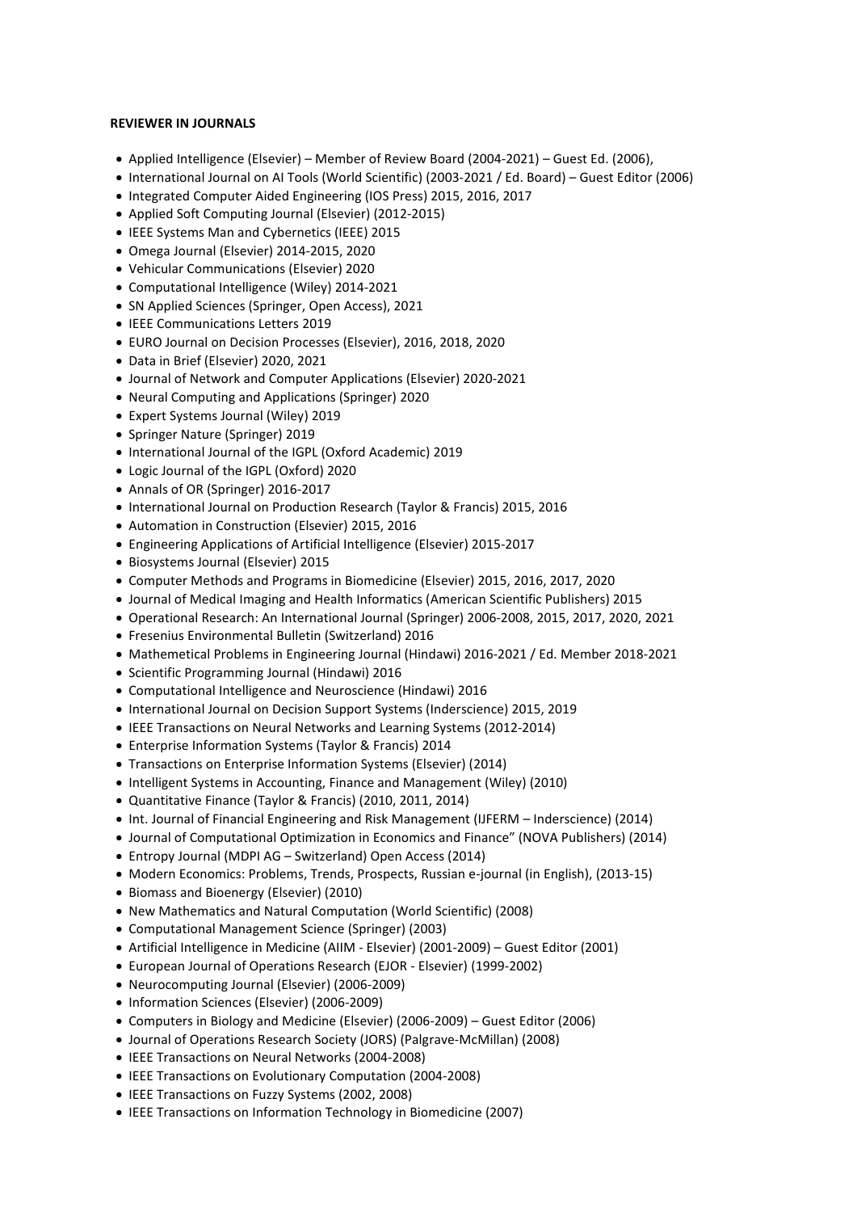**REVIEWER IN JOURNALS**

- Applied Intelligence (Elsevier) – Member of Review Board (2004-2021) – Guest Ed. (2006),
- International Journal on AI Tools (World Scientific) (2003-2021 / Ed. Board) – Guest Editor (2006)
- Integrated Computer Aided Engineering (IOS Press) 2015, 2016, 2017
- Applied Soft Computing Journal (Elsevier) (2012-2015)
- IEEE Systems Man and Cybernetics (IEEE) 2015
- Omega Journal (Elsevier) 2014-2015, 2020
- Vehicular Communications (Elsevier) 2020
- Computational Intelligence (Wiley) 2014-2021
- SN Applied Sciences (Springer, Open Access), 2021
- IEEE Communications Letters 2019
- EURO Journal on Decision Processes (Elsevier), 2016, 2018, 2020
- Data in Brief (Elsevier) 2020, 2021
- Journal of Network and Computer Applications (Elsevier) 2020-2021
- Neural Computing and Applications (Springer) 2020
- Expert Systems Journal (Wiley) 2019
- Springer Nature (Springer) 2019
- International Journal of the IGPL (Oxford Academic) 2019
- Logic Journal of the IGPL (Oxford) 2020
- Annals of OR (Springer) 2016-2017
- International Journal on Production Research (Taylor & Francis) 2015, 2016
- Automation in Construction (Elsevier) 2015, 2016
- Engineering Applications of Artificial Intelligence (Elsevier) 2015-2017
- Biosystems Journal (Elsevier) 2015
- Computer Methods and Programs in Biomedicine (Elsevier) 2015, 2016, 2017, 2020
- Journal of Medical Imaging and Health Informatics (American Scientific Publishers) 2015
- Operational Research: An International Journal (Springer) 2006-2008, 2015, 2017, 2020, 2021
- Fresenius Environmental Bulletin (Switzerland) 2016
- Mathemetical Problems in Engineering Journal (Hindawi) 2016-2021 / Ed. Member 2018-2021
- Scientific Programming Journal (Hindawi) 2016
- Computational Intelligence and Neuroscience (Hindawi) 2016
- International Journal on Decision Support Systems (Inderscience) 2015, 2019
- IEEE Transactions on Neural Networks and Learning Systems (2012-2014)
- Enterprise Information Systems (Taylor & Francis) 2014
- Transactions on Enterprise Information Systems (Elsevier) (2014)
- Intelligent Systems in Accounting, Finance and Management (Wiley) (2010)
- Quantitative Finance (Taylor & Francis) (2010, 2011, 2014)
- Int. Journal of Financial Engineering and Risk Management (IJFERM – Inderscience) (2014)
- Journal of Computational Optimization in Economics and Finance" (NOVA Publishers) (2014)
- Entropy Journal (MDPI AG – Switzerland) Open Access (2014)
- Modern Economics: Problems, Trends, Prospects, Russian e-journal (in English), (2013-15)
- Biomass and Bioenergy (Elsevier) (2010)
- New Mathematics and Natural Computation (World Scientific) (2008)
- Computational Management Science (Springer) (2003)
- Artificial Intelligence in Medicine (AIIM - Elsevier) (2001-2009) – Guest Editor (2001)
- European Journal of Operations Research (EJOR - Elsevier) (1999-2002)
- Neurocomputing Journal (Elsevier) (2006-2009)
- Information Sciences (Elsevier) (2006-2009)
- Computers in Biology and Medicine (Elsevier) (2006-2009) – Guest Editor (2006)
- Journal of Operations Research Society (JORS) (Palgrave-McMillan) (2008)
- IEEE Transactions on Neural Networks (2004-2008)
- IEEE Transactions on Evolutionary Computation (2004-2008)
- IEEE Transactions on Fuzzy Systems (2002, 2008)
- IEEE Transactions on Information Technology in Biomedicine (2007)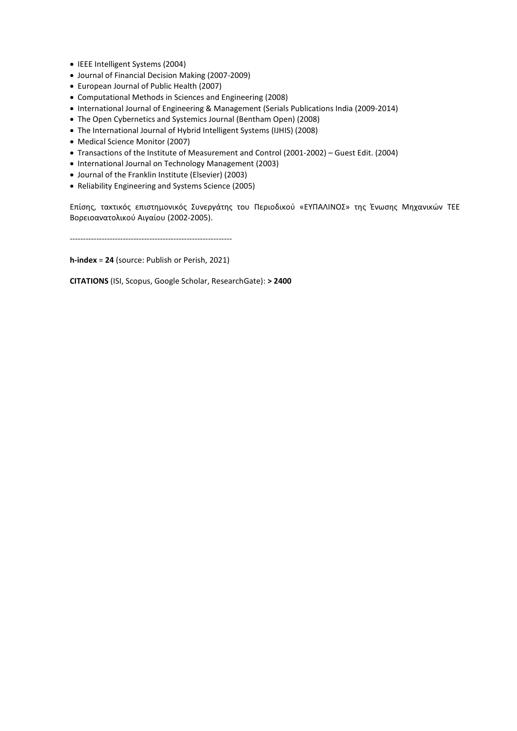- IEEE Intelligent Systems (2004)
- Journal of Financial Decision Making (2007-2009)
- European Journal of Public Health (2007)
- Computational Methods in Sciences and Engineering (2008)
- International Journal of Engineering & Management (Serials Publications India (2009-2014)
- The Open Cybernetics and Systemics Journal (Bentham Open) (2008)
- The International Journal of Hybrid Intelligent Systems (IJHIS) (2008)
- Medical Science Monitor (2007)
- Transactions of the Institute of Measurement and Control (2001-2002) – Guest Edit. (2004)
- International Journal on Technology Management (2003)
- Journal of the Franklin Institute (Elsevier) (2003)
- Reliability Engineering and Systems Science (2005)

Επίσης, τακτικός επιστημονικός Συνεργάτης του Περιοδικού «ΕΥΠΑΛΙΝΟΣ» της Ένωσης Μηχανικών ΤΕΕ Βορειοανατολικού Αιγαίου (2002-2005).

--------------------------------------------------------------

**h-index** = **24** (source: Publish or Perish, 2021)

**CITATIONS** (ISI, Scopus, Google Scholar, ResearchGate): **> 2400**